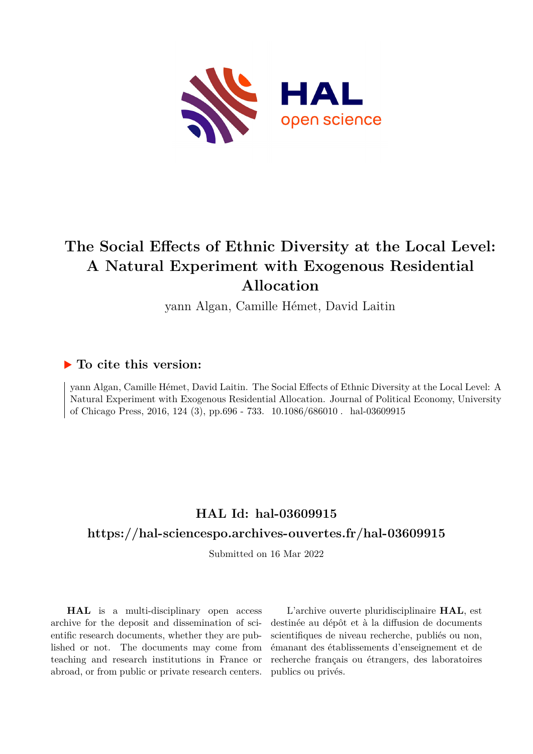# The Social Effects of Ethnic Diversity at the Local Level: A Natural Experiment with Exogenous Residential Allocation

yann Algan, Camille Hémet, David Laitin

## ▶ To cite this version:

yann Algan, Camille Hémet, David Laitin. The Social Effects of Ethnic Diversity at the Local Level: A Natural Experiment with Exogenous Residential Allocation. Journal of Political Economy, University of Chicago Press, 2016, 124 (3), pp.696 - 733. 10.1086/686010 . hal-03609915

## HAL Id: hal-03609915

## https://hal-sciencespo.archives-ouvertes.fr/hal-03609915

Submitted on 16 Mar 2022

**HAL** is a multi-disciplinary open access archive for the deposit and dissemination of scientific research documents, whether they are published or not. The documents may come from teaching and research institutions in France or abroad, or from public or private research centers.

L'archive ouverte pluridisciplinaire **HAL**, est destinée au dépôt et à la diffusion de documents scientifiques de niveau recherche, publiés ou non, émanant des établissements d'enseignement et de recherche français ou étrangers, des laboratoires publics ou privés.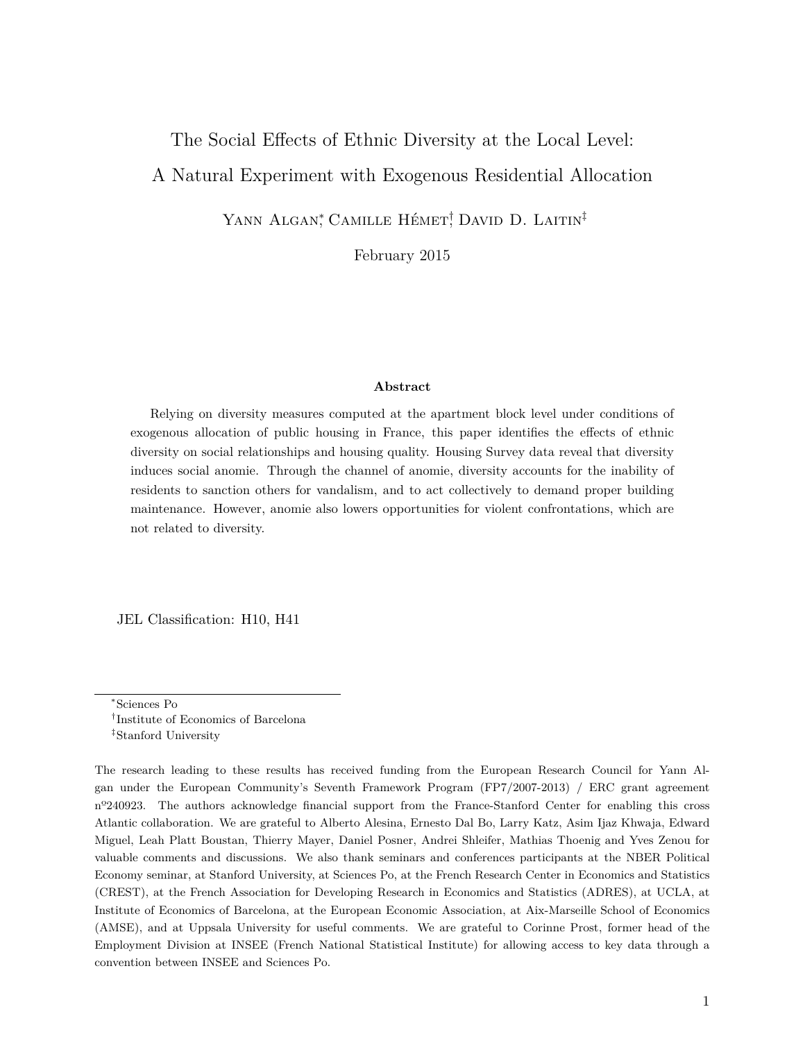# The Social Effects of Ethnic Diversity at the Local Level: A Natural Experiment with Exogenous Residential Allocation

Yann Algan[\*], Camille Hémet[†], David D. Laitin[‡]

February 2015

**Abstract**

Relying on diversity measures computed at the apartment block level under conditions of exogenous allocation of public housing in France, this paper identifies the effects of ethnic diversity on social relationships and housing quality. Housing Survey data reveal that diversity induces social anomie. Through the channel of anomie, diversity accounts for the inability of residents to sanction others for vandalism, and to act collectively to demand proper building maintenance. However, anomie also lowers opportunities for violent confrontations, which are not related to diversity.

JEL Classification: H10, H41

---

[\*] Sciences Po

[†] Institute of Economics of Barcelona

[‡] Stanford University

The research leading to these results has received funding from the European Research Council for Yann Algan under the European Community's Seventh Framework Program (FP7/2007-2013) / ERC grant agreement nº240923. The authors acknowledge financial support from the France-Stanford Center for enabling this cross Atlantic collaboration. We are grateful to Alberto Alesina, Ernesto Dal Bo, Larry Katz, Asim Ijaz Khwaja, Edward Miguel, Leah Platt Boustan, Thierry Mayer, Daniel Posner, Andrei Shleifer, Mathias Thoenig and Yves Zenou for valuable comments and discussions. We also thank seminars and conferences participants at the NBER Political Economy seminar, at Stanford University, at Sciences Po, at the French Research Center in Economics and Statistics (CREST), at the French Association for Developing Research in Economics and Statistics (ADRES), at UCLA, at Institute of Economics of Barcelona, at the European Economic Association, at Aix-Marseille School of Economics (AMSE), and at Uppsala University for useful comments. We are grateful to Corinne Prost, former head of the Employment Division at INSEE (French National Statistical Institute) for allowing access to key data through a convention between INSEE and Sciences Po.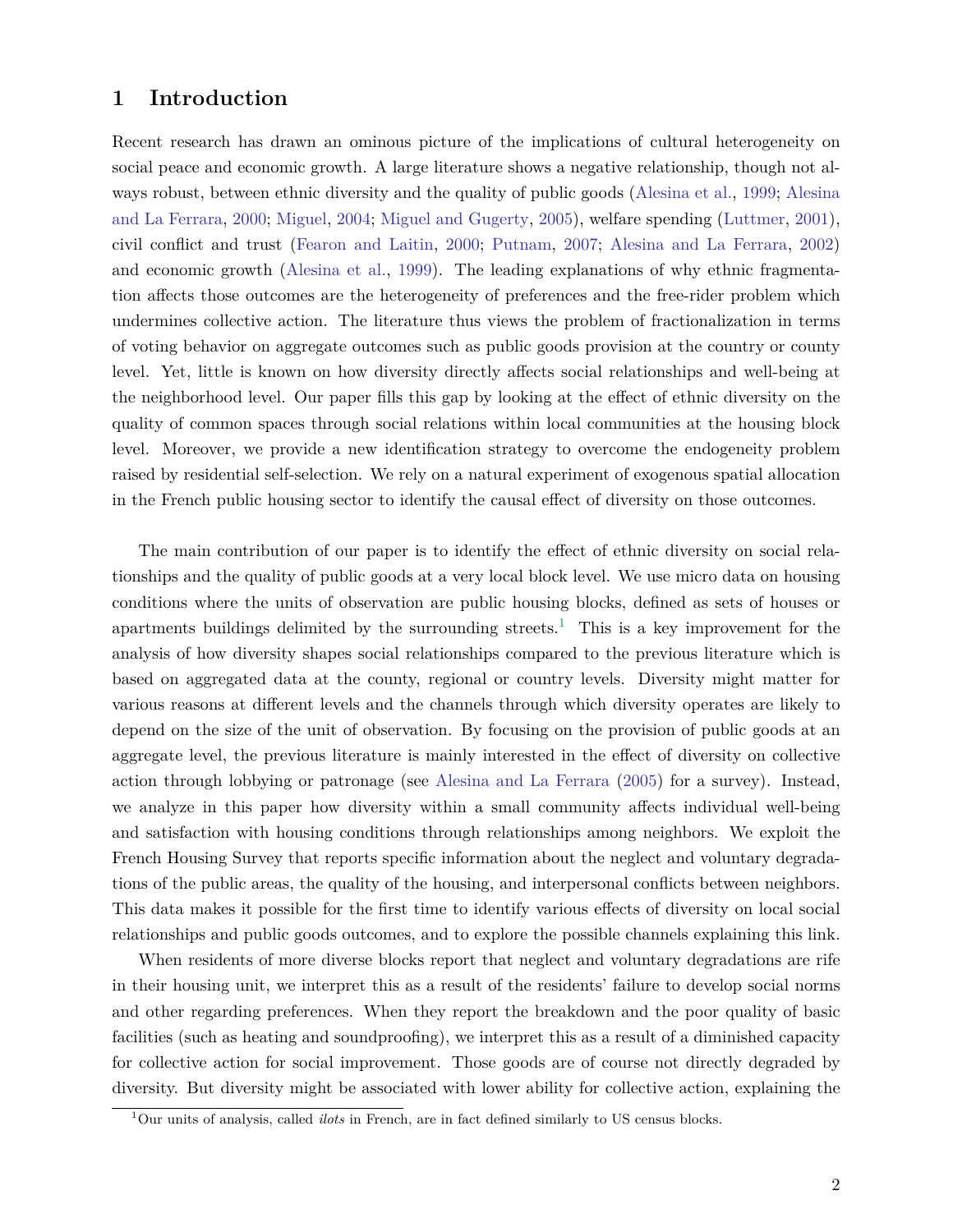# 1 Introduction

Recent research has drawn an ominous picture of the implications of cultural heterogeneity on social peace and economic growth. A large literature shows a negative relationship, though not always robust, between ethnic diversity and the quality of public goods (Alesina et al., 1999; Alesina and La Ferrara, 2000; Miguel, 2004; Miguel and Gugerty, 2005), welfare spending (Luttmer, 2001), civil conflict and trust (Fearon and Laitin, 2000; Putnam, 2007; Alesina and La Ferrara, 2002) and economic growth (Alesina et al., 1999). The leading explanations of why ethnic fragmentation affects those outcomes are the heterogeneity of preferences and the free-rider problem which undermines collective action. The literature thus views the problem of fractionalization in terms of voting behavior on aggregate outcomes such as public goods provision at the country or county level. Yet, little is known on how diversity directly affects social relationships and well-being at the neighborhood level. Our paper fills this gap by looking at the effect of ethnic diversity on the quality of common spaces through social relations within local communities at the housing block level. Moreover, we provide a new identification strategy to overcome the endogeneity problem raised by residential self-selection. We rely on a natural experiment of exogenous spatial allocation in the French public housing sector to identify the causal effect of diversity on those outcomes.

The main contribution of our paper is to identify the effect of ethnic diversity on social relationships and the quality of public goods at a very local block level. We use micro data on housing conditions where the units of observation are public housing blocks, defined as sets of houses or apartments buildings delimited by the surrounding streets.[1] This is a key improvement for the analysis of how diversity shapes social relationships compared to the previous literature which is based on aggregated data at the county, regional or country levels. Diversity might matter for various reasons at different levels and the channels through which diversity operates are likely to depend on the size of the unit of observation. By focusing on the provision of public goods at an aggregate level, the previous literature is mainly interested in the effect of diversity on collective action through lobbying or patronage (see Alesina and La Ferrara (2005) for a survey). Instead, we analyze in this paper how diversity within a small community affects individual well-being and satisfaction with housing conditions through relationships among neighbors. We exploit the French Housing Survey that reports specific information about the neglect and voluntary degradations of the public areas, the quality of the housing, and interpersonal conflicts between neighbors. This data makes it possible for the first time to identify various effects of diversity on local social relationships and public goods outcomes, and to explore the possible channels explaining this link.

When residents of more diverse blocks report that neglect and voluntary degradations are rife in their housing unit, we interpret this as a result of the residents' failure to develop social norms and other regarding preferences. When they report the breakdown and the poor quality of basic facilities (such as heating and soundproofing), we interpret this as a result of a diminished capacity for collective action for social improvement. Those goods are of course not directly degraded by diversity. But diversity might be associated with lower ability for collective action, explaining the

[1] Our units of analysis, called *ilots* in French, are in fact defined similarly to US census blocks.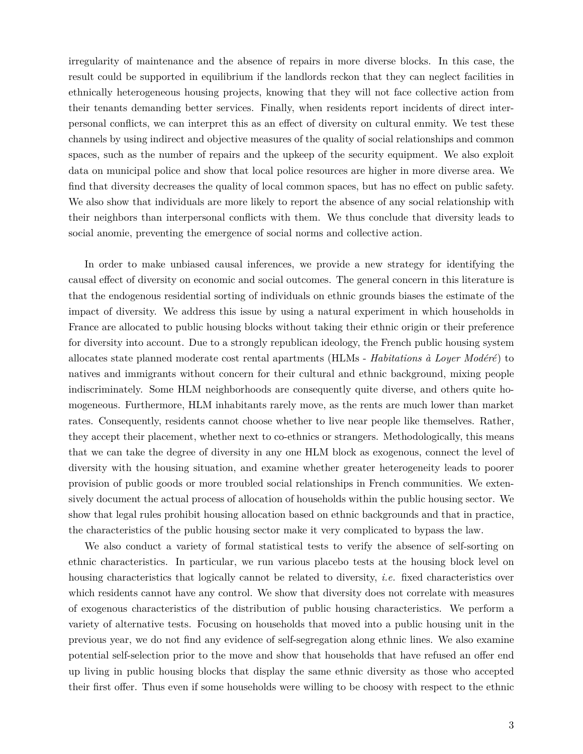irregularity of maintenance and the absence of repairs in more diverse blocks. In this case, the result could be supported in equilibrium if the landlords reckon that they can neglect facilities in ethnically heterogeneous housing projects, knowing that they will not face collective action from their tenants demanding better services. Finally, when residents report incidents of direct interpersonal conflicts, we can interpret this as an effect of diversity on cultural enmity. We test these channels by using indirect and objective measures of the quality of social relationships and common spaces, such as the number of repairs and the upkeep of the security equipment. We also exploit data on municipal police and show that local police resources are higher in more diverse area. We find that diversity decreases the quality of local common spaces, but has no effect on public safety. We also show that individuals are more likely to report the absence of any social relationship with their neighbors than interpersonal conflicts with them. We thus conclude that diversity leads to social anomie, preventing the emergence of social norms and collective action.

In order to make unbiased causal inferences, we provide a new strategy for identifying the causal effect of diversity on economic and social outcomes. The general concern in this literature is that the endogenous residential sorting of individuals on ethnic grounds biases the estimate of the impact of diversity. We address this issue by using a natural experiment in which households in France are allocated to public housing blocks without taking their ethnic origin or their preference for diversity into account. Due to a strongly republican ideology, the French public housing system allocates state planned moderate cost rental apartments (HLMs - *Habitations à Loyer Modéré*) to natives and immigrants without concern for their cultural and ethnic background, mixing people indiscriminately. Some HLM neighborhoods are consequently quite diverse, and others quite homogeneous. Furthermore, HLM inhabitants rarely move, as the rents are much lower than market rates. Consequently, residents cannot choose whether to live near people like themselves. Rather, they accept their placement, whether next to co-ethnics or strangers. Methodologically, this means that we can take the degree of diversity in any one HLM block as exogenous, connect the level of diversity with the housing situation, and examine whether greater heterogeneity leads to poorer provision of public goods or more troubled social relationships in French communities. We extensively document the actual process of allocation of households within the public housing sector. We show that legal rules prohibit housing allocation based on ethnic backgrounds and that in practice, the characteristics of the public housing sector make it very complicated to bypass the law.

We also conduct a variety of formal statistical tests to verify the absence of self-sorting on ethnic characteristics. In particular, we run various placebo tests at the housing block level on housing characteristics that logically cannot be related to diversity, *i.e.* fixed characteristics over which residents cannot have any control. We show that diversity does not correlate with measures of exogenous characteristics of the distribution of public housing characteristics. We perform a variety of alternative tests. Focusing on households that moved into a public housing unit in the previous year, we do not find any evidence of self-segregation along ethnic lines. We also examine potential self-selection prior to the move and show that households that have refused an offer end up living in public housing blocks that display the same ethnic diversity as those who accepted their first offer. Thus even if some households were willing to be choosy with respect to the ethnic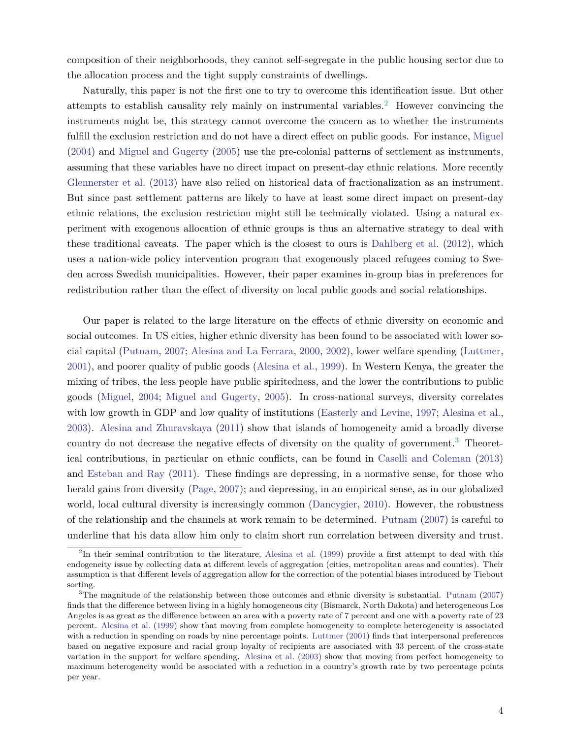composition of their neighborhoods, they cannot self-segregate in the public housing sector due to the allocation process and the tight supply constraints of dwellings.

Naturally, this paper is not the first one to try to overcome this identification issue. But other attempts to establish causality rely mainly on instrumental variables.[2] However convincing the instruments might be, this strategy cannot overcome the concern as to whether the instruments fulfill the exclusion restriction and do not have a direct effect on public goods. For instance, Miguel (2004) and Miguel and Gugerty (2005) use the pre-colonial patterns of settlement as instruments, assuming that these variables have no direct impact on present-day ethnic relations. More recently Glennerster et al. (2013) have also relied on historical data of fractionalization as an instrument. But since past settlement patterns are likely to have at least some direct impact on present-day ethnic relations, the exclusion restriction might still be technically violated. Using a natural experiment with exogenous allocation of ethnic groups is thus an alternative strategy to deal with these traditional caveats. The paper which is the closest to ours is Dahlberg et al. (2012), which uses a nation-wide policy intervention program that exogenously placed refugees coming to Sweden across Swedish municipalities. However, their paper examines in-group bias in preferences for redistribution rather than the effect of diversity on local public goods and social relationships.

Our paper is related to the large literature on the effects of ethnic diversity on economic and social outcomes. In US cities, higher ethnic diversity has been found to be associated with lower social capital (Putnam, 2007; Alesina and La Ferrara, 2000, 2002), lower welfare spending (Luttmer, 2001), and poorer quality of public goods (Alesina et al., 1999). In Western Kenya, the greater the mixing of tribes, the less people have public spiritedness, and the lower the contributions to public goods (Miguel, 2004; Miguel and Gugerty, 2005). In cross-national surveys, diversity correlates with low growth in GDP and low quality of institutions (Easterly and Levine, 1997; Alesina et al., 2003). Alesina and Zhuravskaya (2011) show that islands of homogeneity amid a broadly diverse country do not decrease the negative effects of diversity on the quality of government.[3] Theoretical contributions, in particular on ethnic conflicts, can be found in Caselli and Coleman (2013) and Esteban and Ray (2011). These findings are depressing, in a normative sense, for those who herald gains from diversity (Page, 2007); and depressing, in an empirical sense, as in our globalized world, local cultural diversity is increasingly common (Dancygier, 2010). However, the robustness of the relationship and the channels at work remain to be determined. Putnam (2007) is careful to underline that his data allow him only to claim short run correlation between diversity and trust.

[2] In their seminal contribution to the literature, Alesina et al. (1999) provide a first attempt to deal with this endogeneity issue by collecting data at different levels of aggregation (cities, metropolitan areas and counties). Their assumption is that different levels of aggregation allow for the correction of the potential biases introduced by Tiebout sorting.

[3] The magnitude of the relationship between those outcomes and ethnic diversity is substantial. Putnam (2007) finds that the difference between living in a highly homogeneous city (Bismarck, North Dakota) and heterogeneous Los Angeles is as great as the difference between an area with a poverty rate of 7 percent and one with a poverty rate of 23 percent. Alesina et al. (1999) show that moving from complete homogeneity to complete heterogeneity is associated with a reduction in spending on roads by nine percentage points. Luttmer (2001) finds that interpersonal preferences based on negative exposure and racial group loyalty of recipients are associated with 33 percent of the cross-state variation in the support for welfare spending. Alesina et al. (2003) show that moving from perfect homogeneity to maximum heterogeneity would be associated with a reduction in a country's growth rate by two percentage points per year.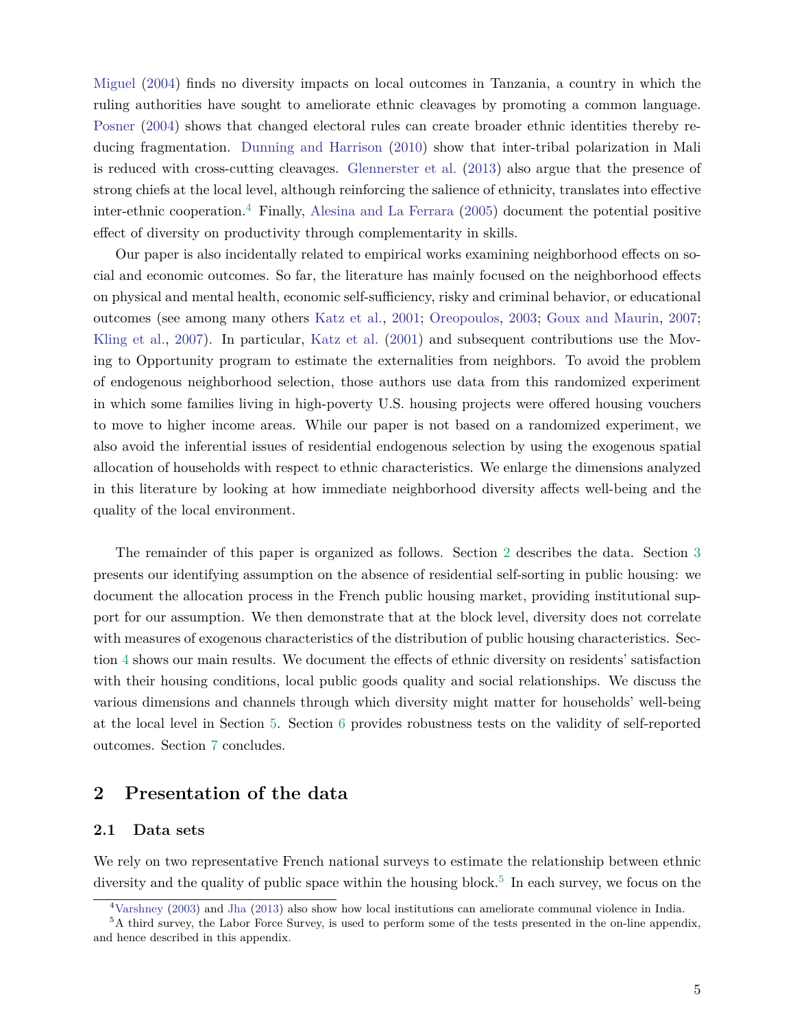Miguel (2004) finds no diversity impacts on local outcomes in Tanzania, a country in which the ruling authorities have sought to ameliorate ethnic cleavages by promoting a common language. Posner (2004) shows that changed electoral rules can create broader ethnic identities thereby reducing fragmentation. Dunning and Harrison (2010) show that inter-tribal polarization in Mali is reduced with cross-cutting cleavages. Glennerster et al. (2013) also argue that the presence of strong chiefs at the local level, although reinforcing the salience of ethnicity, translates into effective inter-ethnic cooperation.[4] Finally, Alesina and La Ferrara (2005) document the potential positive effect of diversity on productivity through complementarity in skills.

Our paper is also incidentally related to empirical works examining neighborhood effects on social and economic outcomes. So far, the literature has mainly focused on the neighborhood effects on physical and mental health, economic self-sufficiency, risky and criminal behavior, or educational outcomes (see among many others Katz et al., 2001; Oreopoulos, 2003; Goux and Maurin, 2007; Kling et al., 2007). In particular, Katz et al. (2001) and subsequent contributions use the Moving to Opportunity program to estimate the externalities from neighbors. To avoid the problem of endogenous neighborhood selection, those authors use data from this randomized experiment in which some families living in high-poverty U.S. housing projects were offered housing vouchers to move to higher income areas. While our paper is not based on a randomized experiment, we also avoid the inferential issues of residential endogenous selection by using the exogenous spatial allocation of households with respect to ethnic characteristics. We enlarge the dimensions analyzed in this literature by looking at how immediate neighborhood diversity affects well-being and the quality of the local environment.

The remainder of this paper is organized as follows. Section 2 describes the data. Section 3 presents our identifying assumption on the absence of residential self-sorting in public housing: we document the allocation process in the French public housing market, providing institutional support for our assumption. We then demonstrate that at the block level, diversity does not correlate with measures of exogenous characteristics of the distribution of public housing characteristics. Section 4 shows our main results. We document the effects of ethnic diversity on residents' satisfaction with their housing conditions, local public goods quality and social relationships. We discuss the various dimensions and channels through which diversity might matter for households' well-being at the local level in Section 5. Section 6 provides robustness tests on the validity of self-reported outcomes. Section 7 concludes.

## 2 Presentation of the data

### 2.1 Data sets

We rely on two representative French national surveys to estimate the relationship between ethnic diversity and the quality of public space within the housing block.[5] In each survey, we focus on the

[4] Varshney (2003) and Jha (2013) also show how local institutions can ameliorate communal violence in India.

[5] A third survey, the Labor Force Survey, is used to perform some of the tests presented in the on-line appendix, and hence described in this appendix.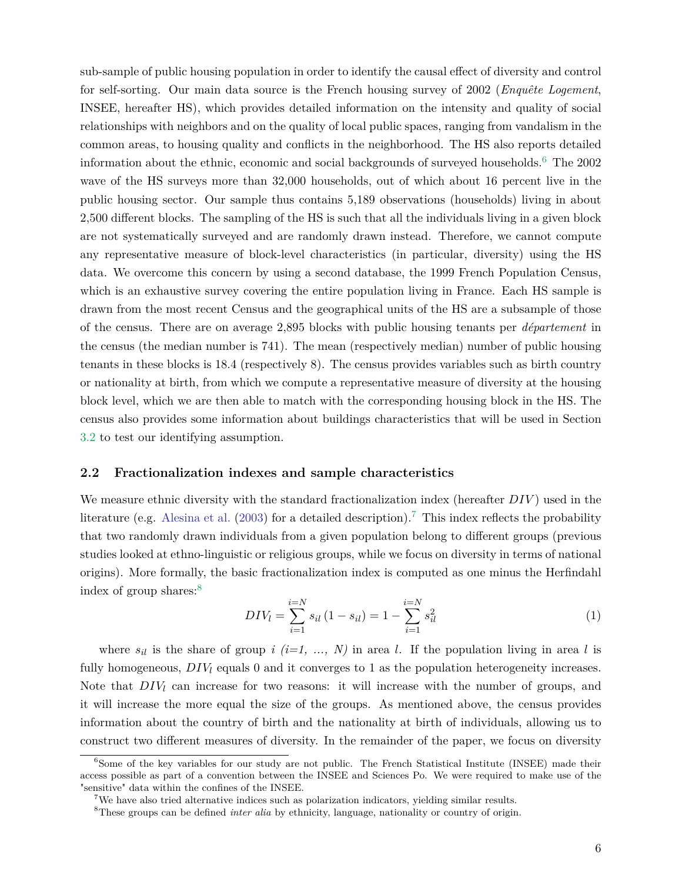sub-sample of public housing population in order to identify the causal effect of diversity and control for self-sorting. Our main data source is the French housing survey of 2002 (*Enquête Logement*, INSEE, hereafter HS), which provides detailed information on the intensity and quality of social relationships with neighbors and on the quality of local public spaces, ranging from vandalism in the common areas, to housing quality and conflicts in the neighborhood. The HS also reports detailed information about the ethnic, economic and social backgrounds of surveyed households.[6] The 2002 wave of the HS surveys more than 32,000 households, out of which about 16 percent live in the public housing sector. Our sample thus contains 5,189 observations (households) living in about 2,500 different blocks. The sampling of the HS is such that all the individuals living in a given block are not systematically surveyed and are randomly drawn instead. Therefore, we cannot compute any representative measure of block-level characteristics (in particular, diversity) using the HS data. We overcome this concern by using a second database, the 1999 French Population Census, which is an exhaustive survey covering the entire population living in France. Each HS sample is drawn from the most recent Census and the geographical units of the HS are a subsample of those of the census. There are on average 2,895 blocks with public housing tenants per *département* in the census (the median number is 741). The mean (respectively median) number of public housing tenants in these blocks is 18.4 (respectively 8). The census provides variables such as birth country or nationality at birth, from which we compute a representative measure of diversity at the housing block level, which we are then able to match with the corresponding housing block in the HS. The census also provides some information about buildings characteristics that will be used in Section 3.2 to test our identifying assumption.

## 2.2 Fractionalization indexes and sample characteristics

We measure ethnic diversity with the standard fractionalization index (hereafter $DIV$) used in the literature (e.g. Alesina et al. (2003) for a detailed description).[7] This index reflects the probability that two randomly drawn individuals from a given population belong to different groups (previous studies looked at ethno-linguistic or religious groups, while we focus on diversity in terms of national origins). More formally, the basic fractionalization index is computed as one minus the Herfindahl index of group shares:[8]

$$DIV_l = \sum_{i=1}^{i=N} s_{il}\,(1 - s_{il}) = 1 - \sum_{i=1}^{i=N} s_{il}^2 \tag{1}$$

where $s_{il}$ is the share of group $i$ *(i=1, ..., N)* in area $l$. If the population living in area $l$ is fully homogeneous, $DIV_l$ equals 0 and it converges to 1 as the population heterogeneity increases. Note that $DIV_l$ can increase for two reasons: it will increase with the number of groups, and it will increase the more equal the size of the groups. As mentioned above, the census provides information about the country of birth and the nationality at birth of individuals, allowing us to construct two different measures of diversity. In the remainder of the paper, we focus on diversity

[6] Some of the key variables for our study are not public. The French Statistical Institute (INSEE) made their access possible as part of a convention between the INSEE and Sciences Po. We were required to make use of the "sensitive" data within the confines of the INSEE.

[7] We have also tried alternative indices such as polarization indicators, yielding similar results.

[8] These groups can be defined *inter alia* by ethnicity, language, nationality or country of origin.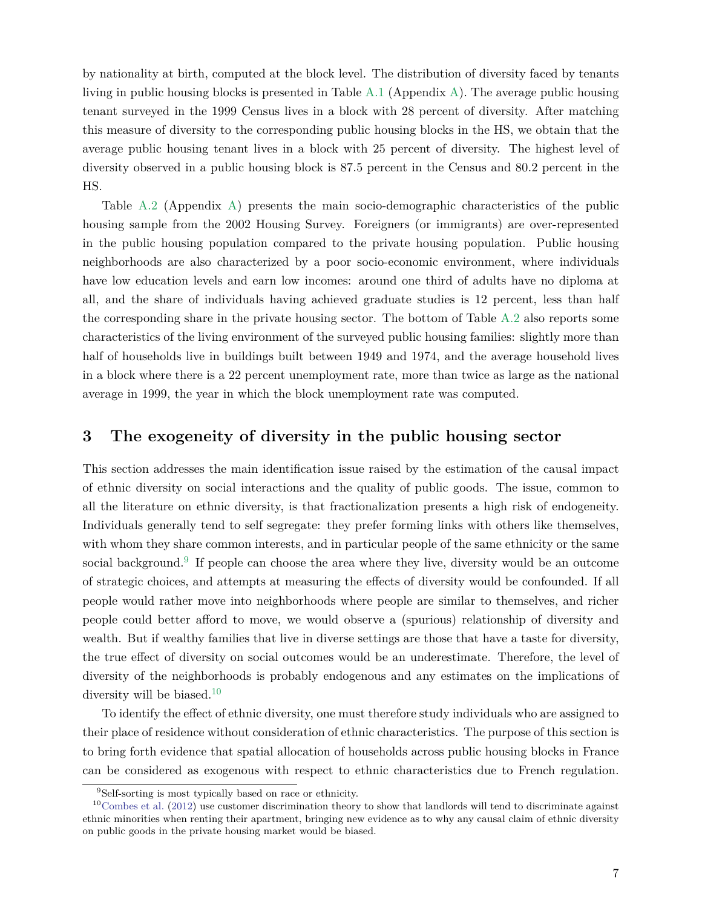by nationality at birth, computed at the block level. The distribution of diversity faced by tenants living in public housing blocks is presented in Table A.1 (Appendix A). The average public housing tenant surveyed in the 1999 Census lives in a block with 28 percent of diversity. After matching this measure of diversity to the corresponding public housing blocks in the HS, we obtain that the average public housing tenant lives in a block with 25 percent of diversity. The highest level of diversity observed in a public housing block is 87.5 percent in the Census and 80.2 percent in the HS.

Table A.2 (Appendix A) presents the main socio-demographic characteristics of the public housing sample from the 2002 Housing Survey. Foreigners (or immigrants) are over-represented in the public housing population compared to the private housing population. Public housing neighborhoods are also characterized by a poor socio-economic environment, where individuals have low education levels and earn low incomes: around one third of adults have no diploma at all, and the share of individuals having achieved graduate studies is 12 percent, less than half the corresponding share in the private housing sector. The bottom of Table A.2 also reports some characteristics of the living environment of the surveyed public housing families: slightly more than half of households live in buildings built between 1949 and 1974, and the average household lives in a block where there is a 22 percent unemployment rate, more than twice as large as the national average in 1999, the year in which the block unemployment rate was computed.

## 3 The exogeneity of diversity in the public housing sector

This section addresses the main identification issue raised by the estimation of the causal impact of ethnic diversity on social interactions and the quality of public goods. The issue, common to all the literature on ethnic diversity, is that fractionalization presents a high risk of endogeneity. Individuals generally tend to self segregate: they prefer forming links with others like themselves, with whom they share common interests, and in particular people of the same ethnicity or the same social background.[9] If people can choose the area where they live, diversity would be an outcome of strategic choices, and attempts at measuring the effects of diversity would be confounded. If all people would rather move into neighborhoods where people are similar to themselves, and richer people could better afford to move, we would observe a (spurious) relationship of diversity and wealth. But if wealthy families that live in diverse settings are those that have a taste for diversity, the true effect of diversity on social outcomes would be an underestimate. Therefore, the level of diversity of the neighborhoods is probably endogenous and any estimates on the implications of diversity will be biased.[10]

To identify the effect of ethnic diversity, one must therefore study individuals who are assigned to their place of residence without consideration of ethnic characteristics. The purpose of this section is to bring forth evidence that spatial allocation of households across public housing blocks in France can be considered as exogenous with respect to ethnic characteristics due to French regulation.

[9] Self-sorting is most typically based on race or ethnicity.

[10] Combes et al. (2012) use customer discrimination theory to show that landlords will tend to discriminate against ethnic minorities when renting their apartment, bringing new evidence as to why any causal claim of ethnic diversity on public goods in the private housing market would be biased.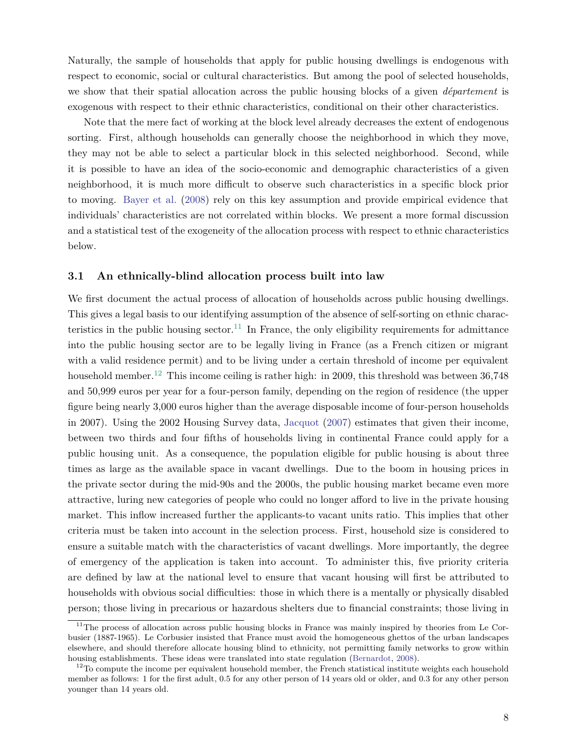Naturally, the sample of households that apply for public housing dwellings is endogenous with respect to economic, social or cultural characteristics. But among the pool of selected households, we show that their spatial allocation across the public housing blocks of a given *département* is exogenous with respect to their ethnic characteristics, conditional on their other characteristics.

Note that the mere fact of working at the block level already decreases the extent of endogenous sorting. First, although households can generally choose the neighborhood in which they move, they may not be able to select a particular block in this selected neighborhood. Second, while it is possible to have an idea of the socio-economic and demographic characteristics of a given neighborhood, it is much more difficult to observe such characteristics in a specific block prior to moving. Bayer et al. (2008) rely on this key assumption and provide empirical evidence that individuals' characteristics are not correlated within blocks. We present a more formal discussion and a statistical test of the exogeneity of the allocation process with respect to ethnic characteristics below.

### 3.1 An ethnically-blind allocation process built into law

We first document the actual process of allocation of households across public housing dwellings. This gives a legal basis to our identifying assumption of the absence of self-sorting on ethnic characteristics in the public housing sector.[11] In France, the only eligibility requirements for admittance into the public housing sector are to be legally living in France (as a French citizen or migrant with a valid residence permit) and to be living under a certain threshold of income per equivalent household member.[12] This income ceiling is rather high: in 2009, this threshold was between 36,748 and 50,999 euros per year for a four-person family, depending on the region of residence (the upper figure being nearly 3,000 euros higher than the average disposable income of four-person households in 2007). Using the 2002 Housing Survey data, Jacquot (2007) estimates that given their income, between two thirds and four fifths of households living in continental France could apply for a public housing unit. As a consequence, the population eligible for public housing is about three times as large as the available space in vacant dwellings. Due to the boom in housing prices in the private sector during the mid-90s and the 2000s, the public housing market became even more attractive, luring new categories of people who could no longer afford to live in the private housing market. This inflow increased further the applicants-to vacant units ratio. This implies that other criteria must be taken into account in the selection process. First, household size is considered to ensure a suitable match with the characteristics of vacant dwellings. More importantly, the degree of emergency of the application is taken into account. To administer this, five priority criteria are defined by law at the national level to ensure that vacant housing will first be attributed to households with obvious social difficulties: those in which there is a mentally or physically disabled person; those living in precarious or hazardous shelters due to financial constraints; those living in

[11] The process of allocation across public housing blocks in France was mainly inspired by theories from Le Corbusier (1887-1965). Le Corbusier insisted that France must avoid the homogeneous ghettos of the urban landscapes elsewhere, and should therefore allocate housing blind to ethnicity, not permitting family networks to grow within housing establishments. These ideas were translated into state regulation (Bernardot, 2008).

[12] To compute the income per equivalent household member, the French statistical institute weights each household member as follows: 1 for the first adult, 0.5 for any other person of 14 years old or older, and 0.3 for any other person younger than 14 years old.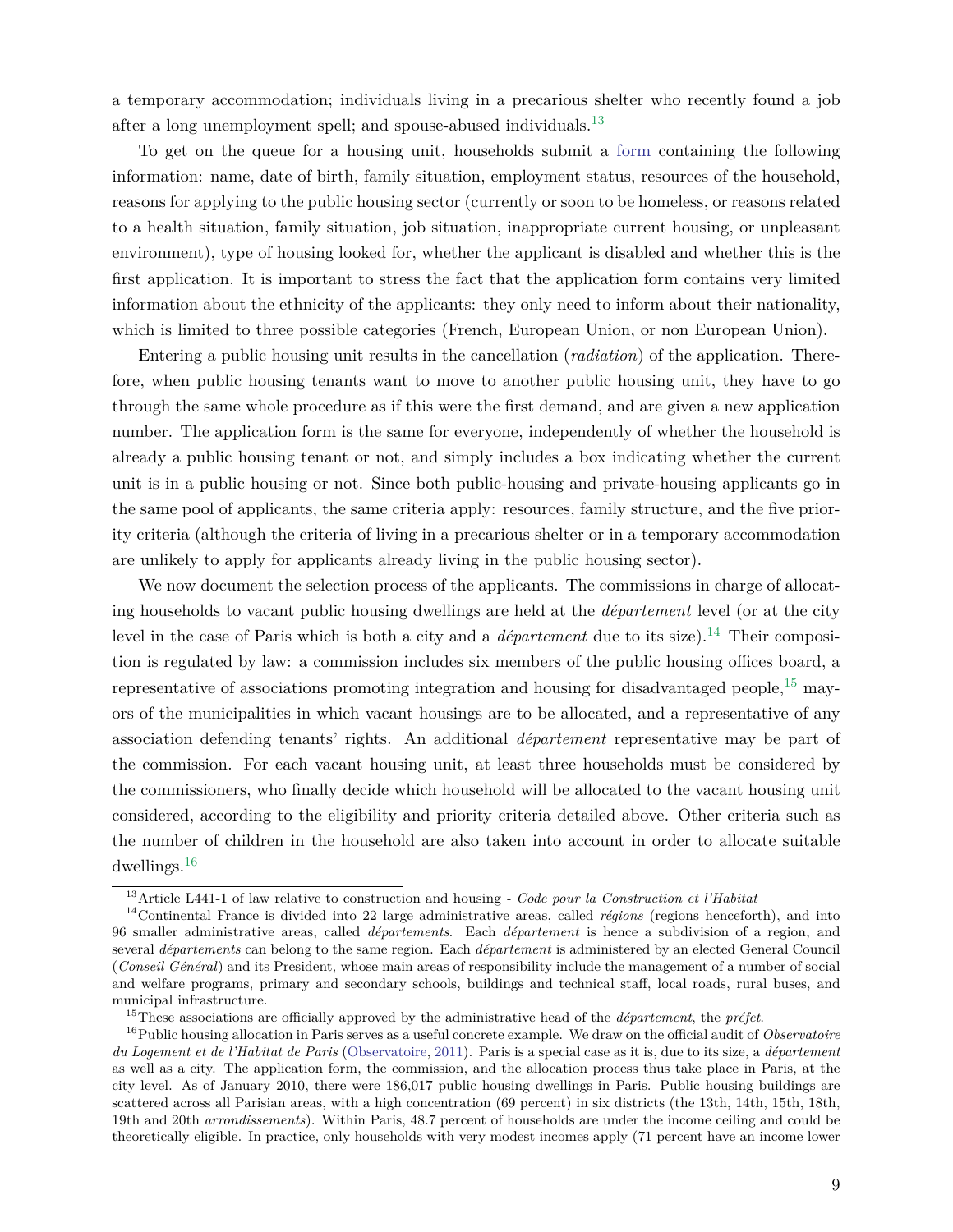a temporary accommodation; individuals living in a precarious shelter who recently found a job after a long unemployment spell; and spouse-abused individuals.[13]

To get on the queue for a housing unit, households submit a form containing the following information: name, date of birth, family situation, employment status, resources of the household, reasons for applying to the public housing sector (currently or soon to be homeless, or reasons related to a health situation, family situation, job situation, inappropriate current housing, or unpleasant environment), type of housing looked for, whether the applicant is disabled and whether this is the first application. It is important to stress the fact that the application form contains very limited information about the ethnicity of the applicants: they only need to inform about their nationality, which is limited to three possible categories (French, European Union, or non European Union).

Entering a public housing unit results in the cancellation (*radiation*) of the application. Therefore, when public housing tenants want to move to another public housing unit, they have to go through the same whole procedure as if this were the first demand, and are given a new application number. The application form is the same for everyone, independently of whether the household is already a public housing tenant or not, and simply includes a box indicating whether the current unit is in a public housing or not. Since both public-housing and private-housing applicants go in the same pool of applicants, the same criteria apply: resources, family structure, and the five priority criteria (although the criteria of living in a precarious shelter or in a temporary accommodation are unlikely to apply for applicants already living in the public housing sector).

We now document the selection process of the applicants. The commissions in charge of allocating households to vacant public housing dwellings are held at the *département* level (or at the city level in the case of Paris which is both a city and a *département* due to its size).[14] Their composition is regulated by law: a commission includes six members of the public housing offices board, a representative of associations promoting integration and housing for disadvantaged people,[15] mayors of the municipalities in which vacant housings are to be allocated, and a representative of any association defending tenants' rights. An additional *département* representative may be part of the commission. For each vacant housing unit, at least three households must be considered by the commissioners, who finally decide which household will be allocated to the vacant housing unit considered, according to the eligibility and priority criteria detailed above. Other criteria such as the number of children in the household are also taken into account in order to allocate suitable dwellings.[16]

---

[13] Article L441-1 of law relative to construction and housing - *Code pour la Construction et l'Habitat*

[14] Continental France is divided into 22 large administrative areas, called *régions* (regions henceforth), and into 96 smaller administrative areas, called *départements*. Each *département* is hence a subdivision of a region, and several *départements* can belong to the same region. Each *département* is administered by an elected General Council (*Conseil Général*) and its President, whose main areas of responsibility include the management of a number of social and welfare programs, primary and secondary schools, buildings and technical staff, local roads, rural buses, and municipal infrastructure.

[15] These associations are officially approved by the administrative head of the *département*, the *préfet*.

[16] Public housing allocation in Paris serves as a useful concrete example. We draw on the official audit of *Observatoire du Logement et de l'Habitat de Paris* (Observatoire, 2011). Paris is a special case as it is, due to its size, a *département* as well as a city. The application form, the commission, and the allocation process thus take place in Paris, at the city level. As of January 2010, there were 186,017 public housing dwellings in Paris. Public housing buildings are scattered across all Parisian areas, with a high concentration (69 percent) in six districts (the 13th, 14th, 15th, 18th, 19th and 20th *arrondissements*). Within Paris, 48.7 percent of households are under the income ceiling and could be theoretically eligible. In practice, only households with very modest incomes apply (71 percent have an income lower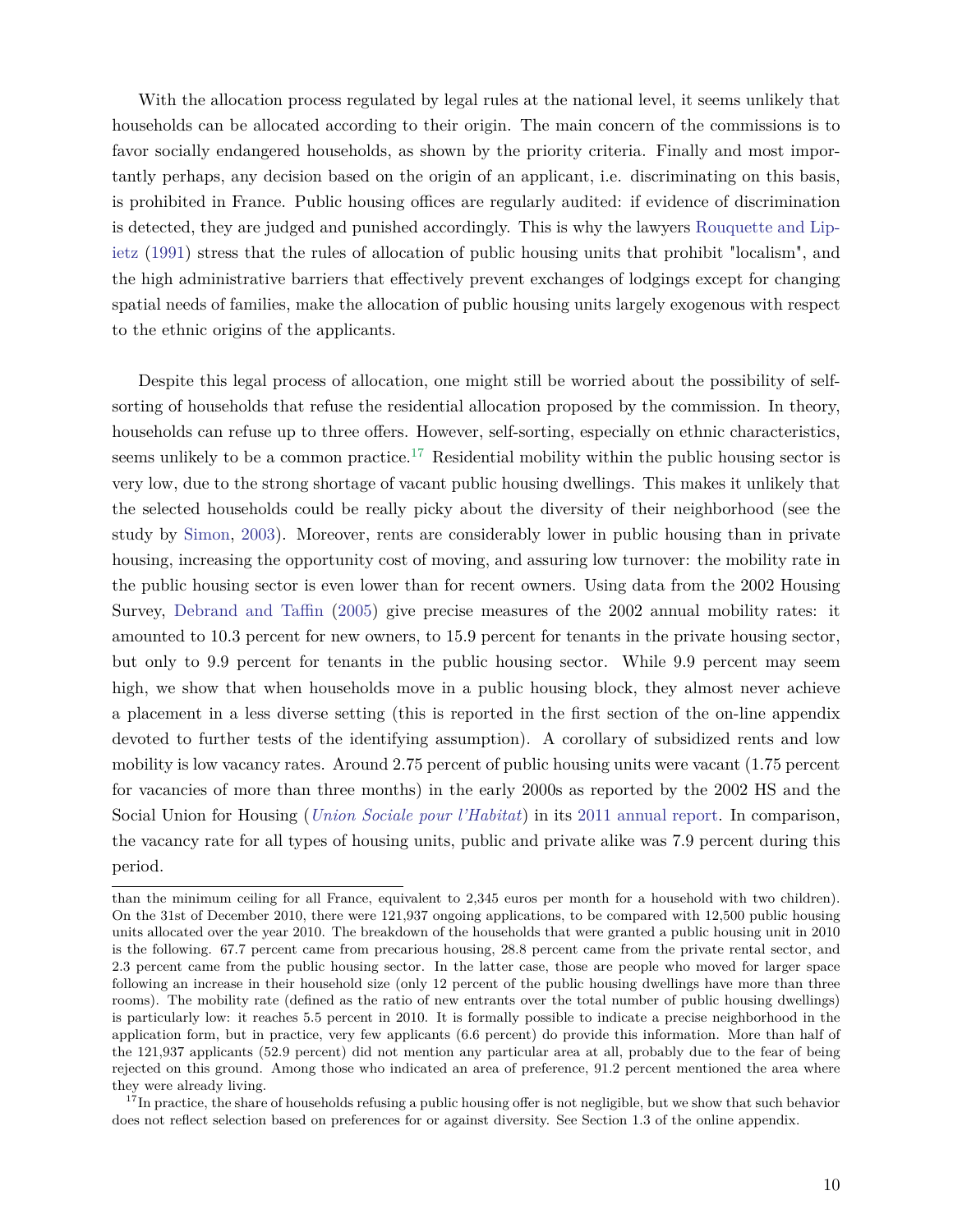With the allocation process regulated by legal rules at the national level, it seems unlikely that households can be allocated according to their origin. The main concern of the commissions is to favor socially endangered households, as shown by the priority criteria. Finally and most importantly perhaps, any decision based on the origin of an applicant, i.e. discriminating on this basis, is prohibited in France. Public housing offices are regularly audited: if evidence of discrimination is detected, they are judged and punished accordingly. This is why the lawyers Rouquette and Lipietz (1991) stress that the rules of allocation of public housing units that prohibit "localism", and the high administrative barriers that effectively prevent exchanges of lodgings except for changing spatial needs of families, make the allocation of public housing units largely exogenous with respect to the ethnic origins of the applicants.

Despite this legal process of allocation, one might still be worried about the possibility of self-sorting of households that refuse the residential allocation proposed by the commission. In theory, households can refuse up to three offers. However, self-sorting, especially on ethnic characteristics, seems unlikely to be a common practice.[17] Residential mobility within the public housing sector is very low, due to the strong shortage of vacant public housing dwellings. This makes it unlikely that the selected households could be really picky about the diversity of their neighborhood (see the study by Simon, 2003). Moreover, rents are considerably lower in public housing than in private housing, increasing the opportunity cost of moving, and assuring low turnover: the mobility rate in the public housing sector is even lower than for recent owners. Using data from the 2002 Housing Survey, Debrand and Taffin (2005) give precise measures of the 2002 annual mobility rates: it amounted to 10.3 percent for new owners, to 15.9 percent for tenants in the private housing sector, but only to 9.9 percent for tenants in the public housing sector. While 9.9 percent may seem high, we show that when households move in a public housing block, they almost never achieve a placement in a less diverse setting (this is reported in the first section of the on-line appendix devoted to further tests of the identifying assumption). A corollary of subsidized rents and low mobility is low vacancy rates. Around 2.75 percent of public housing units were vacant (1.75 percent for vacancies of more than three months) in the early 2000s as reported by the 2002 HS and the Social Union for Housing (*Union Sociale pour l'Habitat*) in its 2011 annual report. In comparison, the vacancy rate for all types of housing units, public and private alike was 7.9 percent during this period.

than the minimum ceiling for all France, equivalent to 2,345 euros per month for a household with two children). On the 31st of December 2010, there were 121,937 ongoing applications, to be compared with 12,500 public housing units allocated over the year 2010. The breakdown of the households that were granted a public housing unit in 2010 is the following. 67.7 percent came from precarious housing, 28.8 percent came from the private rental sector, and 2.3 percent came from the public housing sector. In the latter case, those are people who moved for larger space following an increase in their household size (only 12 percent of the public housing dwellings have more than three rooms). The mobility rate (defined as the ratio of new entrants over the total number of public housing dwellings) is particularly low: it reaches 5.5 percent in 2010. It is formally possible to indicate a precise neighborhood in the application form, but in practice, very few applicants (6.6 percent) do provide this information. More than half of the 121,937 applicants (52.9 percent) did not mention any particular area at all, probably due to the fear of being rejected on this ground. Among those who indicated an area of preference, 91.2 percent mentioned the area where they were already living.

[17] In practice, the share of households refusing a public housing offer is not negligible, but we show that such behavior does not reflect selection based on preferences for or against diversity. See Section 1.3 of the online appendix.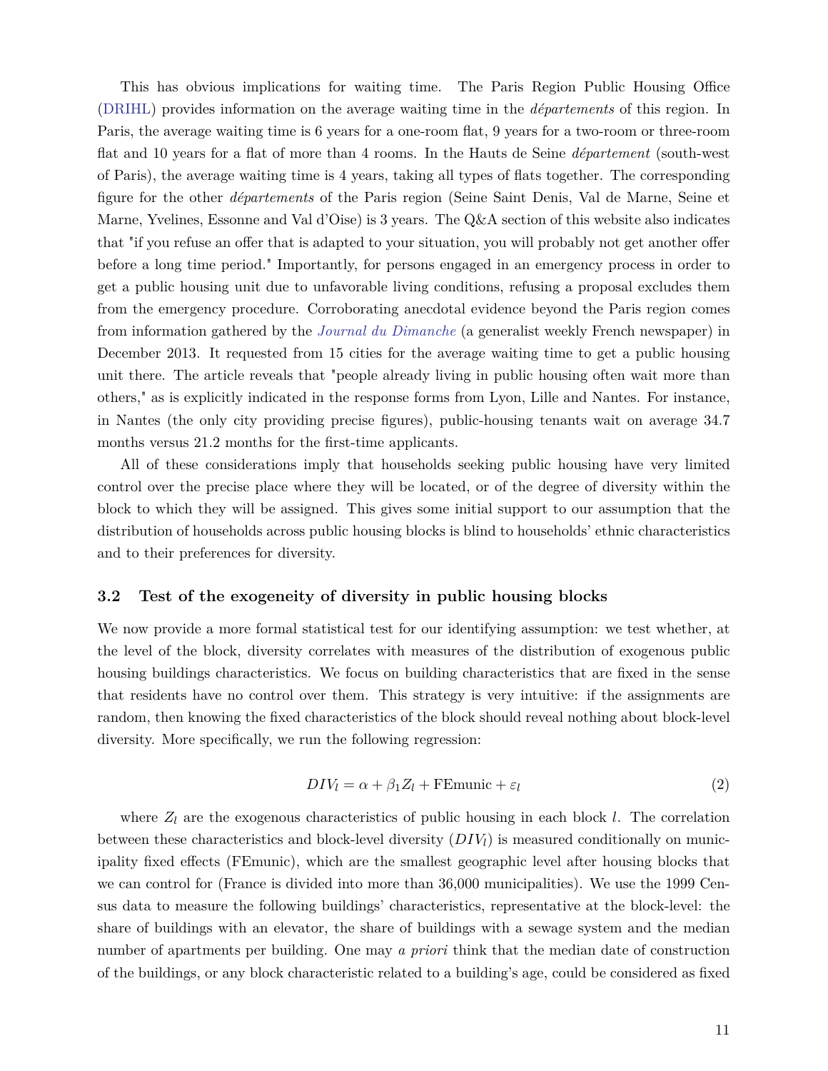This has obvious implications for waiting time. The Paris Region Public Housing Office (DRIHL) provides information on the average waiting time in the *départements* of this region. In Paris, the average waiting time is 6 years for a one-room flat, 9 years for a two-room or three-room flat and 10 years for a flat of more than 4 rooms. In the Hauts de Seine *département* (south-west of Paris), the average waiting time is 4 years, taking all types of flats together. The corresponding figure for the other *départements* of the Paris region (Seine Saint Denis, Val de Marne, Seine et Marne, Yvelines, Essonne and Val d'Oise) is 3 years. The Q&A section of this website also indicates that "if you refuse an offer that is adapted to your situation, you will probably not get another offer before a long time period." Importantly, for persons engaged in an emergency process in order to get a public housing unit due to unfavorable living conditions, refusing a proposal excludes them from the emergency procedure. Corroborating anecdotal evidence beyond the Paris region comes from information gathered by the *Journal du Dimanche* (a generalist weekly French newspaper) in December 2013. It requested from 15 cities for the average waiting time to get a public housing unit there. The article reveals that "people already living in public housing often wait more than others," as is explicitly indicated in the response forms from Lyon, Lille and Nantes. For instance, in Nantes (the only city providing precise figures), public-housing tenants wait on average 34.7 months versus 21.2 months for the first-time applicants.

All of these considerations imply that households seeking public housing have very limited control over the precise place where they will be located, or of the degree of diversity within the block to which they will be assigned. This gives some initial support to our assumption that the distribution of households across public housing blocks is blind to households' ethnic characteristics and to their preferences for diversity.

### 3.2 Test of the exogeneity of diversity in public housing blocks

We now provide a more formal statistical test for our identifying assumption: we test whether, at the level of the block, diversity correlates with measures of the distribution of exogenous public housing buildings characteristics. We focus on building characteristics that are fixed in the sense that residents have no control over them. This strategy is very intuitive: if the assignments are random, then knowing the fixed characteristics of the block should reveal nothing about block-level diversity. More specifically, we run the following regression:

$$DIV_l = \alpha + \beta_1 Z_l + \text{FEmunic} + \varepsilon_l \tag{2}$$

where $Z_l$ are the exogenous characteristics of public housing in each block $l$. The correlation between these characteristics and block-level diversity ($DIV_l$) is measured conditionally on municipality fixed effects (FEmunic), which are the smallest geographic level after housing blocks that we can control for (France is divided into more than 36,000 municipalities). We use the 1999 Census data to measure the following buildings' characteristics, representative at the block-level: the share of buildings with an elevator, the share of buildings with a sewage system and the median number of apartments per building. One may *a priori* think that the median date of construction of the buildings, or any block characteristic related to a building's age, could be considered as fixed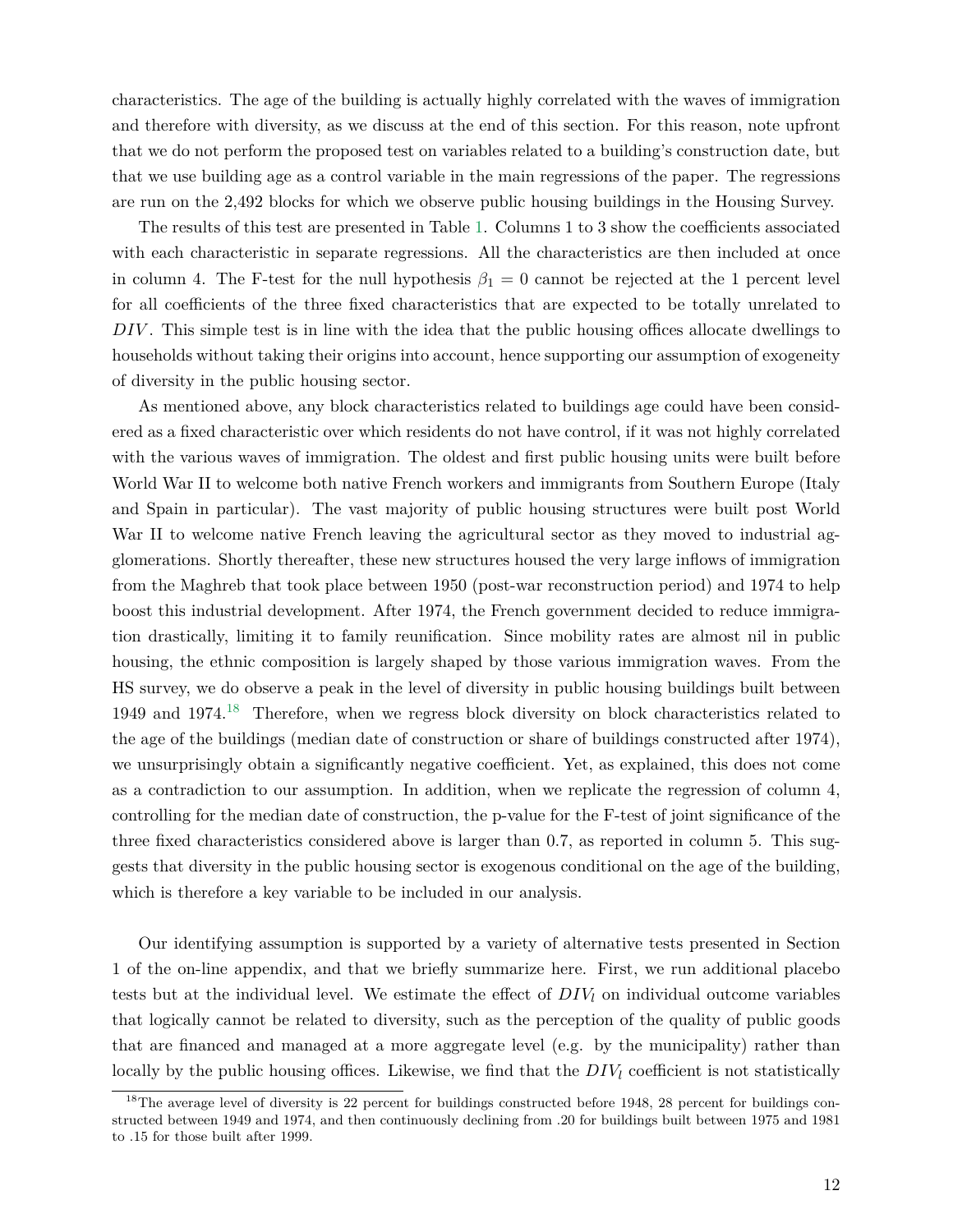characteristics. The age of the building is actually highly correlated with the waves of immigration and therefore with diversity, as we discuss at the end of this section. For this reason, note upfront that we do not perform the proposed test on variables related to a building's construction date, but that we use building age as a control variable in the main regressions of the paper. The regressions are run on the 2,492 blocks for which we observe public housing buildings in the Housing Survey.

The results of this test are presented in Table 1. Columns 1 to 3 show the coefficients associated with each characteristic in separate regressions. All the characteristics are then included at once in column 4. The F-test for the null hypothesis $\beta_1 = 0$ cannot be rejected at the 1 percent level for all coefficients of the three fixed characteristics that are expected to be totally unrelated to $DIV$. This simple test is in line with the idea that the public housing offices allocate dwellings to households without taking their origins into account, hence supporting our assumption of exogeneity of diversity in the public housing sector.

As mentioned above, any block characteristics related to buildings age could have been considered as a fixed characteristic over which residents do not have control, if it was not highly correlated with the various waves of immigration. The oldest and first public housing units were built before World War II to welcome both native French workers and immigrants from Southern Europe (Italy and Spain in particular). The vast majority of public housing structures were built post World War II to welcome native French leaving the agricultural sector as they moved to industrial agglomerations. Shortly thereafter, these new structures housed the very large inflows of immigration from the Maghreb that took place between 1950 (post-war reconstruction period) and 1974 to help boost this industrial development. After 1974, the French government decided to reduce immigration drastically, limiting it to family reunification. Since mobility rates are almost nil in public housing, the ethnic composition is largely shaped by those various immigration waves. From the HS survey, we do observe a peak in the level of diversity in public housing buildings built between 1949 and 1974.[18] Therefore, when we regress block diversity on block characteristics related to the age of the buildings (median date of construction or share of buildings constructed after 1974), we unsurprisingly obtain a significantly negative coefficient. Yet, as explained, this does not come as a contradiction to our assumption. In addition, when we replicate the regression of column 4, controlling for the median date of construction, the p-value for the F-test of joint significance of the three fixed characteristics considered above is larger than 0.7, as reported in column 5. This suggests that diversity in the public housing sector is exogenous conditional on the age of the building, which is therefore a key variable to be included in our analysis.

Our identifying assumption is supported by a variety of alternative tests presented in Section 1 of the on-line appendix, and that we briefly summarize here. First, we run additional placebo tests but at the individual level. We estimate the effect of $DIV_l$ on individual outcome variables that logically cannot be related to diversity, such as the perception of the quality of public goods that are financed and managed at a more aggregate level (e.g. by the municipality) rather than locally by the public housing offices. Likewise, we find that the $DIV_l$ coefficient is not statistically

[18] The average level of diversity is 22 percent for buildings constructed before 1948, 28 percent for buildings constructed between 1949 and 1974, and then continuously declining from .20 for buildings built between 1975 and 1981 to .15 for those built after 1999.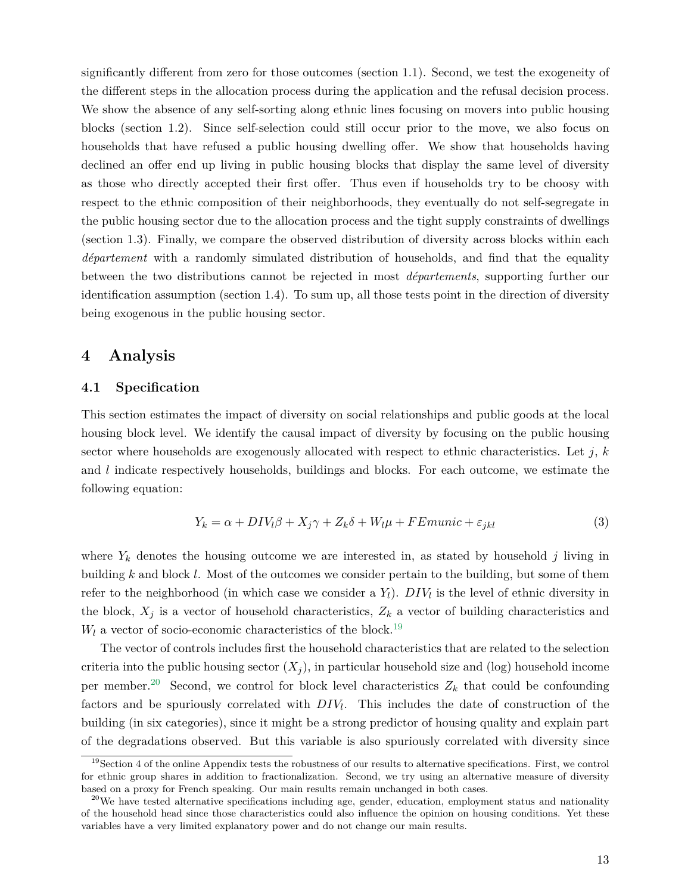significantly different from zero for those outcomes (section 1.1). Second, we test the exogeneity of the different steps in the allocation process during the application and the refusal decision process. We show the absence of any self-sorting along ethnic lines focusing on movers into public housing blocks (section 1.2). Since self-selection could still occur prior to the move, we also focus on households that have refused a public housing dwelling offer. We show that households having declined an offer end up living in public housing blocks that display the same level of diversity as those who directly accepted their first offer. Thus even if households try to be choosy with respect to the ethnic composition of their neighborhoods, they eventually do not self-segregate in the public housing sector due to the allocation process and the tight supply constraints of dwellings (section 1.3). Finally, we compare the observed distribution of diversity across blocks within each *département* with a randomly simulated distribution of households, and find that the equality between the two distributions cannot be rejected in most *départements*, supporting further our identification assumption (section 1.4). To sum up, all those tests point in the direction of diversity being exogenous in the public housing sector.

## 4 Analysis

### 4.1 Specification

This section estimates the impact of diversity on social relationships and public goods at the local housing block level. We identify the causal impact of diversity by focusing on the public housing sector where households are exogenously allocated with respect to ethnic characteristics. Let $j$, $k$ and $l$ indicate respectively households, buildings and blocks. For each outcome, we estimate the following equation:

$$Y_k = \alpha + DIV_l \beta + X_j \gamma + Z_k \delta + W_l \mu + FEmunic + \varepsilon_{jkl} \quad (3)$$

where $Y_k$ denotes the housing outcome we are interested in, as stated by household $j$ living in building $k$ and block $l$. Most of the outcomes we consider pertain to the building, but some of them refer to the neighborhood (in which case we consider a $Y_l$). $DIV_l$ is the level of ethnic diversity in the block, $X_j$ is a vector of household characteristics, $Z_k$ a vector of building characteristics and $W_l$ a vector of socio-economic characteristics of the block.[19]

The vector of controls includes first the household characteristics that are related to the selection criteria into the public housing sector ($X_j$), in particular household size and (log) household income per member.[20] Second, we control for block level characteristics $Z_k$ that could be confounding factors and be spuriously correlated with $DIV_l$. This includes the date of construction of the building (in six categories), since it might be a strong predictor of housing quality and explain part of the degradations observed. But this variable is also spuriously correlated with diversity since

[19] Section 4 of the online Appendix tests the robustness of our results to alternative specifications. First, we control for ethnic group shares in addition to fractionalization. Second, we try using an alternative measure of diversity based on a proxy for French speaking. Our main results remain unchanged in both cases.

[20] We have tested alternative specifications including age, gender, education, employment status and nationality of the household head since those characteristics could also influence the opinion on housing conditions. Yet these variables have a very limited explanatory power and do not change our main results.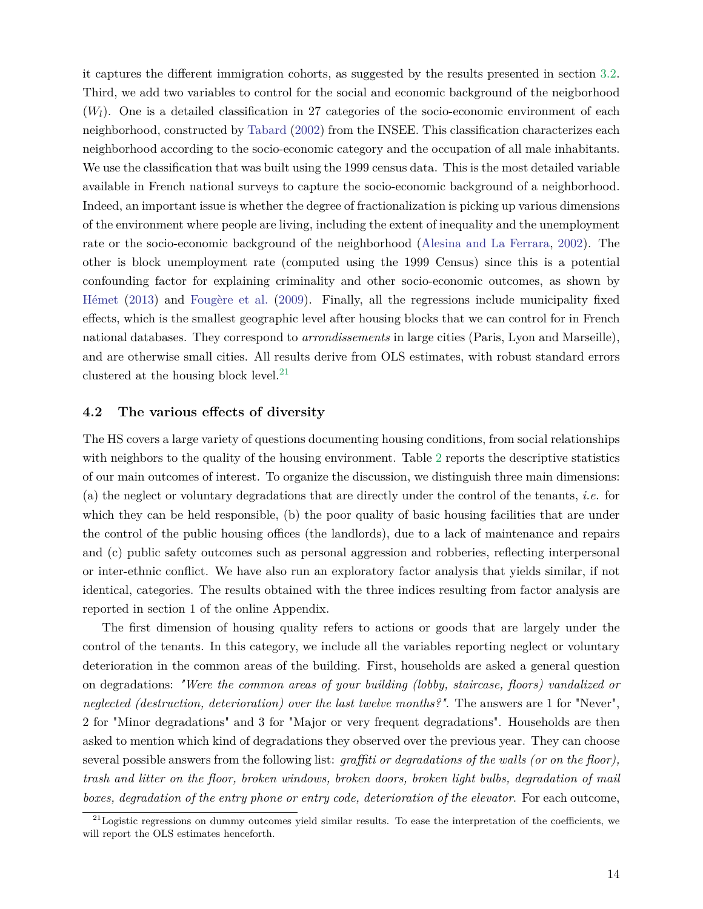it captures the different immigration cohorts, as suggested by the results presented in section 3.2. Third, we add two variables to control for the social and economic background of the neigborhood ($W_l$). One is a detailed classification in 27 categories of the socio-economic environment of each neighborhood, constructed by Tabard (2002) from the INSEE. This classification characterizes each neighborhood according to the socio-economic category and the occupation of all male inhabitants. We use the classification that was built using the 1999 census data. This is the most detailed variable available in French national surveys to capture the socio-economic background of a neighborhood. Indeed, an important issue is whether the degree of fractionalization is picking up various dimensions of the environment where people are living, including the extent of inequality and the unemployment rate or the socio-economic background of the neighborhood (Alesina and La Ferrara, 2002). The other is block unemployment rate (computed using the 1999 Census) since this is a potential confounding factor for explaining criminality and other socio-economic outcomes, as shown by Hémet (2013) and Fougère et al. (2009). Finally, all the regressions include municipality fixed effects, which is the smallest geographic level after housing blocks that we can control for in French national databases. They correspond to *arrondissements* in large cities (Paris, Lyon and Marseille), and are otherwise small cities. All results derive from OLS estimates, with robust standard errors clustered at the housing block level.[21]

## 4.2 The various effects of diversity

The HS covers a large variety of questions documenting housing conditions, from social relationships with neighbors to the quality of the housing environment. Table 2 reports the descriptive statistics of our main outcomes of interest. To organize the discussion, we distinguish three main dimensions: (a) the neglect or voluntary degradations that are directly under the control of the tenants, *i.e.* for which they can be held responsible, (b) the poor quality of basic housing facilities that are under the control of the public housing offices (the landlords), due to a lack of maintenance and repairs and (c) public safety outcomes such as personal aggression and robberies, reflecting interpersonal or inter-ethnic conflict. We have also run an exploratory factor analysis that yields similar, if not identical, categories. The results obtained with the three indices resulting from factor analysis are reported in section 1 of the online Appendix.

The first dimension of housing quality refers to actions or goods that are largely under the control of the tenants. In this category, we include all the variables reporting neglect or voluntary deterioration in the common areas of the building. First, households are asked a general question on degradations: *"Were the common areas of your building (lobby, staircase, floors) vandalized or neglected (destruction, deterioration) over the last twelve months?"*. The answers are 1 for "Never", 2 for "Minor degradations" and 3 for "Major or very frequent degradations". Households are then asked to mention which kind of degradations they observed over the previous year. They can choose several possible answers from the following list: *graffiti or degradations of the walls (or on the floor), trash and litter on the floor, broken windows, broken doors, broken light bulbs, degradation of mail boxes, degradation of the entry phone or entry code, deterioration of the elevator*. For each outcome,

[21] Logistic regressions on dummy outcomes yield similar results. To ease the interpretation of the coefficients, we will report the OLS estimates henceforth.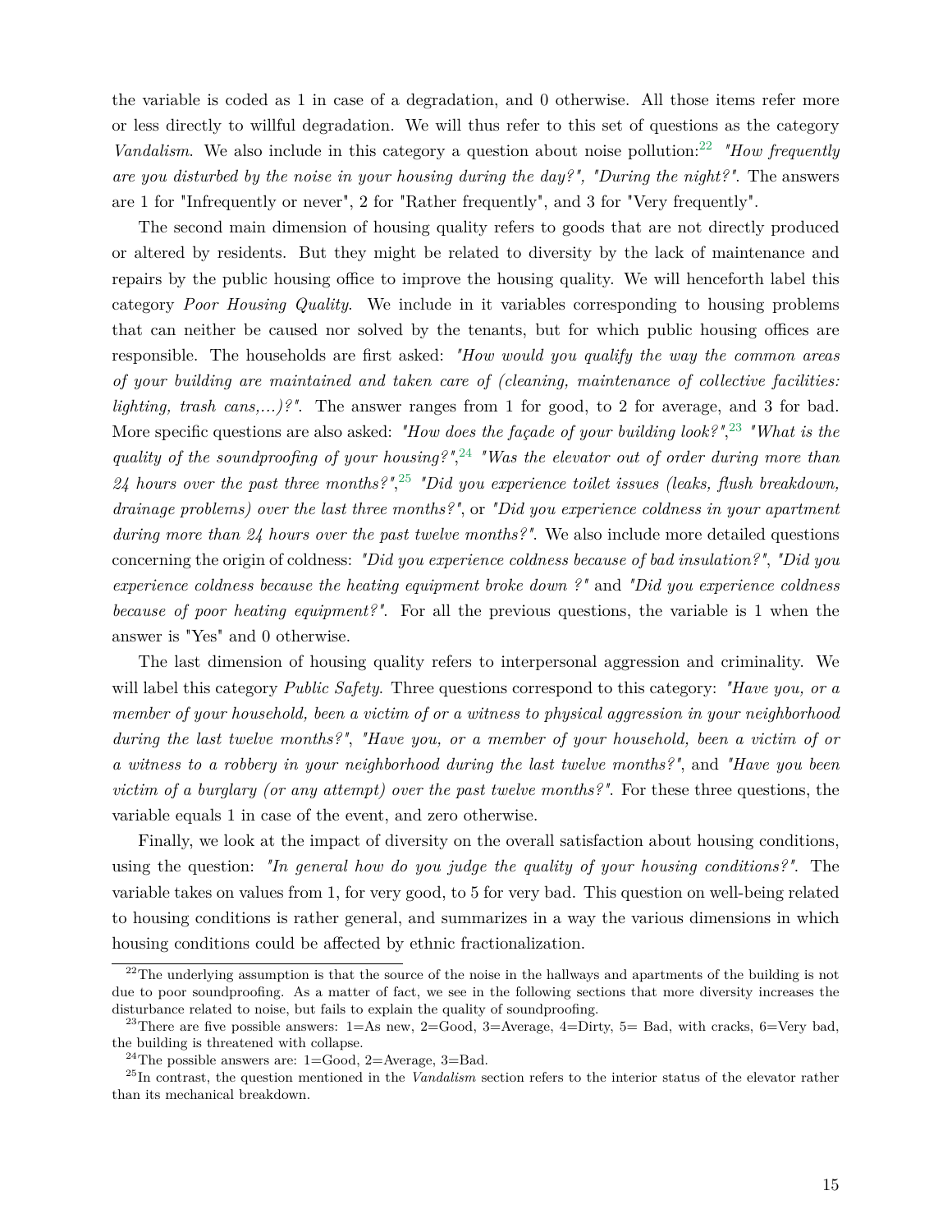the variable is coded as 1 in case of a degradation, and 0 otherwise. All those items refer more or less directly to willful degradation. We will thus refer to this set of questions as the category *Vandalism*. We also include in this category a question about noise pollution:[22] *"How frequently are you disturbed by the noise in your housing during the day?", "During the night?"*. The answers are 1 for "Infrequently or never", 2 for "Rather frequently", and 3 for "Very frequently".

The second main dimension of housing quality refers to goods that are not directly produced or altered by residents. But they might be related to diversity by the lack of maintenance and repairs by the public housing office to improve the housing quality. We will henceforth label this category *Poor Housing Quality*. We include in it variables corresponding to housing problems that can neither be caused nor solved by the tenants, but for which public housing offices are responsible. The households are first asked: *"How would you qualify the way the common areas of your building are maintained and taken care of (cleaning, maintenance of collective facilities: lighting, trash cans,...)?"*. The answer ranges from 1 for good, to 2 for average, and 3 for bad. More specific questions are also asked: *"How does the façade of your building look?"*,[23] *"What is the quality of the soundproofing of your housing?"*,[24] *"Was the elevator out of order during more than 24 hours over the past three months?"*,[25] *"Did you experience toilet issues (leaks, flush breakdown, drainage problems) over the last three months?"*, or *"Did you experience coldness in your apartment during more than 24 hours over the past twelve months?"*. We also include more detailed questions concerning the origin of coldness: *"Did you experience coldness because of bad insulation?"*, *"Did you experience coldness because the heating equipment broke down ?"* and *"Did you experience coldness because of poor heating equipment?"*. For all the previous questions, the variable is 1 when the answer is "Yes" and 0 otherwise.

The last dimension of housing quality refers to interpersonal aggression and criminality. We will label this category *Public Safety*. Three questions correspond to this category: *"Have you, or a member of your household, been a victim of or a witness to physical aggression in your neighborhood during the last twelve months?"*, *"Have you, or a member of your household, been a victim of or a witness to a robbery in your neighborhood during the last twelve months?"*, and *"Have you been victim of a burglary (or any attempt) over the past twelve months?"*. For these three questions, the variable equals 1 in case of the event, and zero otherwise.

Finally, we look at the impact of diversity on the overall satisfaction about housing conditions, using the question: *"In general how do you judge the quality of your housing conditions?"*. The variable takes on values from 1, for very good, to 5 for very bad. This question on well-being related to housing conditions is rather general, and summarizes in a way the various dimensions in which housing conditions could be affected by ethnic fractionalization.

---

[22] The underlying assumption is that the source of the noise in the hallways and apartments of the building is not due to poor soundproofing. As a matter of fact, we see in the following sections that more diversity increases the disturbance related to noise, but fails to explain the quality of soundproofing.

[23] There are five possible answers: 1=As new, 2=Good, 3=Average, 4=Dirty, 5= Bad, with cracks, 6=Very bad, the building is threatened with collapse.

[24] The possible answers are: 1=Good, 2=Average, 3=Bad.

[25] In contrast, the question mentioned in the *Vandalism* section refers to the interior status of the elevator rather than its mechanical breakdown.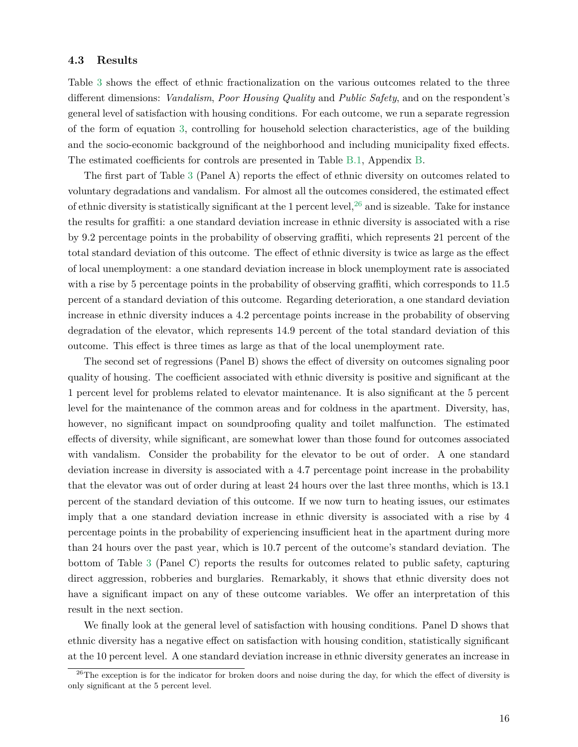### 4.3 Results

Table 3 shows the effect of ethnic fractionalization on the various outcomes related to the three different dimensions: *Vandalism*, *Poor Housing Quality* and *Public Safety*, and on the respondent's general level of satisfaction with housing conditions. For each outcome, we run a separate regression of the form of equation 3, controlling for household selection characteristics, age of the building and the socio-economic background of the neighborhood and including municipality fixed effects. The estimated coefficients for controls are presented in Table B.1, Appendix B.

The first part of Table 3 (Panel A) reports the effect of ethnic diversity on outcomes related to voluntary degradations and vandalism. For almost all the outcomes considered, the estimated effect of ethnic diversity is statistically significant at the 1 percent level,[26] and is sizeable. Take for instance the results for graffiti: a one standard deviation increase in ethnic diversity is associated with a rise by 9.2 percentage points in the probability of observing graffiti, which represents 21 percent of the total standard deviation of this outcome. The effect of ethnic diversity is twice as large as the effect of local unemployment: a one standard deviation increase in block unemployment rate is associated with a rise by 5 percentage points in the probability of observing graffiti, which corresponds to 11.5 percent of a standard deviation of this outcome. Regarding deterioration, a one standard deviation increase in ethnic diversity induces a 4.2 percentage points increase in the probability of observing degradation of the elevator, which represents 14.9 percent of the total standard deviation of this outcome. This effect is three times as large as that of the local unemployment rate.

The second set of regressions (Panel B) shows the effect of diversity on outcomes signaling poor quality of housing. The coefficient associated with ethnic diversity is positive and significant at the 1 percent level for problems related to elevator maintenance. It is also significant at the 5 percent level for the maintenance of the common areas and for coldness in the apartment. Diversity, has, however, no significant impact on soundproofing quality and toilet malfunction. The estimated effects of diversity, while significant, are somewhat lower than those found for outcomes associated with vandalism. Consider the probability for the elevator to be out of order. A one standard deviation increase in diversity is associated with a 4.7 percentage point increase in the probability that the elevator was out of order during at least 24 hours over the last three months, which is 13.1 percent of the standard deviation of this outcome. If we now turn to heating issues, our estimates imply that a one standard deviation increase in ethnic diversity is associated with a rise by 4 percentage points in the probability of experiencing insufficient heat in the apartment during more than 24 hours over the past year, which is 10.7 percent of the outcome's standard deviation. The bottom of Table 3 (Panel C) reports the results for outcomes related to public safety, capturing direct aggression, robberies and burglaries. Remarkably, it shows that ethnic diversity does not have a significant impact on any of these outcome variables. We offer an interpretation of this result in the next section.

We finally look at the general level of satisfaction with housing conditions. Panel D shows that ethnic diversity has a negative effect on satisfaction with housing condition, statistically significant at the 10 percent level. A one standard deviation increase in ethnic diversity generates an increase in

[26] The exception is for the indicator for broken doors and noise during the day, for which the effect of diversity is only significant at the 5 percent level.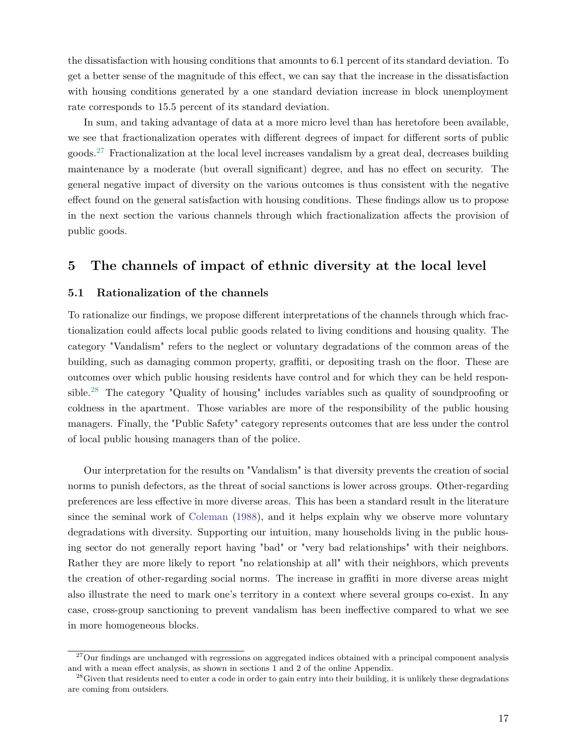the dissatisfaction with housing conditions that amounts to 6.1 percent of its standard deviation. To get a better sense of the magnitude of this effect, we can say that the increase in the dissatisfaction with housing conditions generated by a one standard deviation increase in block unemployment rate corresponds to 15.5 percent of its standard deviation.

In sum, and taking advantage of data at a more micro level than has heretofore been available, we see that fractionalization operates with different degrees of impact for different sorts of public goods.[27] Fractionalization at the local level increases vandalism by a great deal, decreases building maintenance by a moderate (but overall significant) degree, and has no effect on security. The general negative impact of diversity on the various outcomes is thus consistent with the negative effect found on the general satisfaction with housing conditions. These findings allow us to propose in the next section the various channels through which fractionalization affects the provision of public goods.

## 5 The channels of impact of ethnic diversity at the local level

### 5.1 Rationalization of the channels

To rationalize our findings, we propose different interpretations of the channels through which fractionalization could affects local public goods related to living conditions and housing quality. The category "Vandalism" refers to the neglect or voluntary degradations of the common areas of the building, such as damaging common property, graffiti, or depositing trash on the floor. These are outcomes over which public housing residents have control and for which they can be held responsible.[28] The category "Quality of housing" includes variables such as quality of soundproofing or coldness in the apartment. Those variables are more of the responsibility of the public housing managers. Finally, the "Public Safety" category represents outcomes that are less under the control of local public housing managers than of the police.

Our interpretation for the results on "Vandalism" is that diversity prevents the creation of social norms to punish defectors, as the threat of social sanctions is lower across groups. Other-regarding preferences are less effective in more diverse areas. This has been a standard result in the literature since the seminal work of Coleman (1988), and it helps explain why we observe more voluntary degradations with diversity. Supporting our intuition, many households living in the public housing sector do not generally report having "bad" or "very bad relationships" with their neighbors. Rather they are more likely to report "no relationship at all" with their neighbors, which prevents the creation of other-regarding social norms. The increase in graffiti in more diverse areas might also illustrate the need to mark one's territory in a context where several groups co-exist. In any case, cross-group sanctioning to prevent vandalism has been ineffective compared to what we see in more homogeneous blocks.

[27] Our findings are unchanged with regressions on aggregated indices obtained with a principal component analysis and with a mean effect analysis, as shown in sections 1 and 2 of the online Appendix.

[28] Given that residents need to enter a code in order to gain entry into their building, it is unlikely these degradations are coming from outsiders.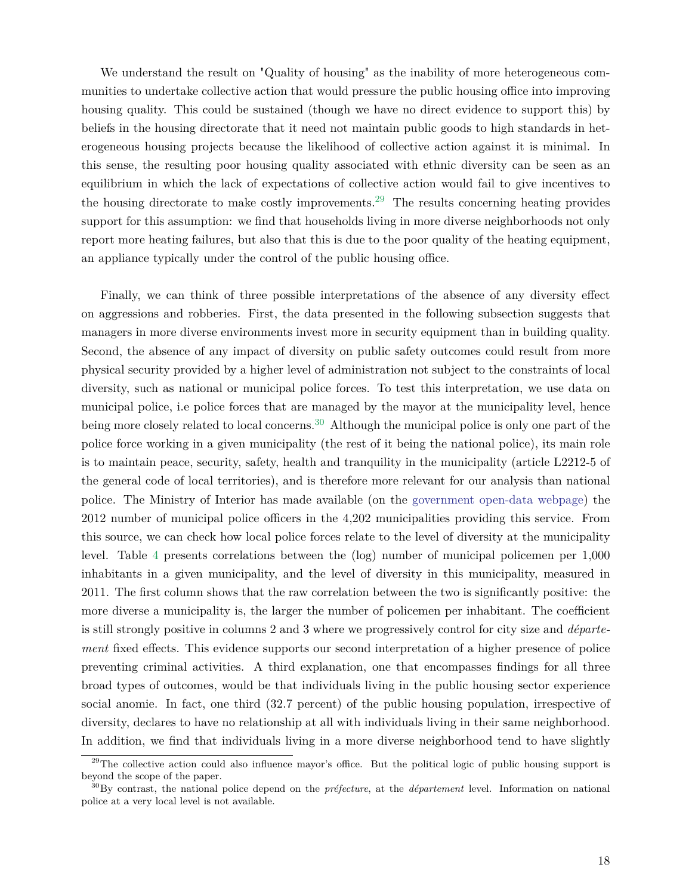We understand the result on "Quality of housing" as the inability of more heterogeneous communities to undertake collective action that would pressure the public housing office into improving housing quality. This could be sustained (though we have no direct evidence to support this) by beliefs in the housing directorate that it need not maintain public goods to high standards in heterogeneous housing projects because the likelihood of collective action against it is minimal. In this sense, the resulting poor housing quality associated with ethnic diversity can be seen as an equilibrium in which the lack of expectations of collective action would fail to give incentives to the housing directorate to make costly improvements.[29] The results concerning heating provides support for this assumption: we find that households living in more diverse neighborhoods not only report more heating failures, but also that this is due to the poor quality of the heating equipment, an appliance typically under the control of the public housing office.

Finally, we can think of three possible interpretations of the absence of any diversity effect on aggressions and robberies. First, the data presented in the following subsection suggests that managers in more diverse environments invest more in security equipment than in building quality. Second, the absence of any impact of diversity on public safety outcomes could result from more physical security provided by a higher level of administration not subject to the constraints of local diversity, such as national or municipal police forces. To test this interpretation, we use data on municipal police, i.e police forces that are managed by the mayor at the municipality level, hence being more closely related to local concerns.[30] Although the municipal police is only one part of the police force working in a given municipality (the rest of it being the national police), its main role is to maintain peace, security, safety, health and tranquility in the municipality (article L2212-5 of the general code of local territories), and is therefore more relevant for our analysis than national police. The Ministry of Interior has made available (on the government open-data webpage) the 2012 number of municipal police officers in the 4,202 municipalities providing this service. From this source, we can check how local police forces relate to the level of diversity at the municipality level. Table 4 presents correlations between the (log) number of municipal policemen per 1,000 inhabitants in a given municipality, and the level of diversity in this municipality, measured in 2011. The first column shows that the raw correlation between the two is significantly positive: the more diverse a municipality is, the larger the number of policemen per inhabitant. The coefficient is still strongly positive in columns 2 and 3 where we progressively control for city size and *département* fixed effects. This evidence supports our second interpretation of a higher presence of police preventing criminal activities. A third explanation, one that encompasses findings for all three broad types of outcomes, would be that individuals living in the public housing sector experience social anomie. In fact, one third (32.7 percent) of the public housing population, irrespective of diversity, declares to have no relationship at all with individuals living in their same neighborhood. In addition, we find that individuals living in a more diverse neighborhood tend to have slightly

[29] The collective action could also influence mayor's office. But the political logic of public housing support is beyond the scope of the paper.

[30] By contrast, the national police depend on the *préfecture*, at the *département* level. Information on national police at a very local level is not available.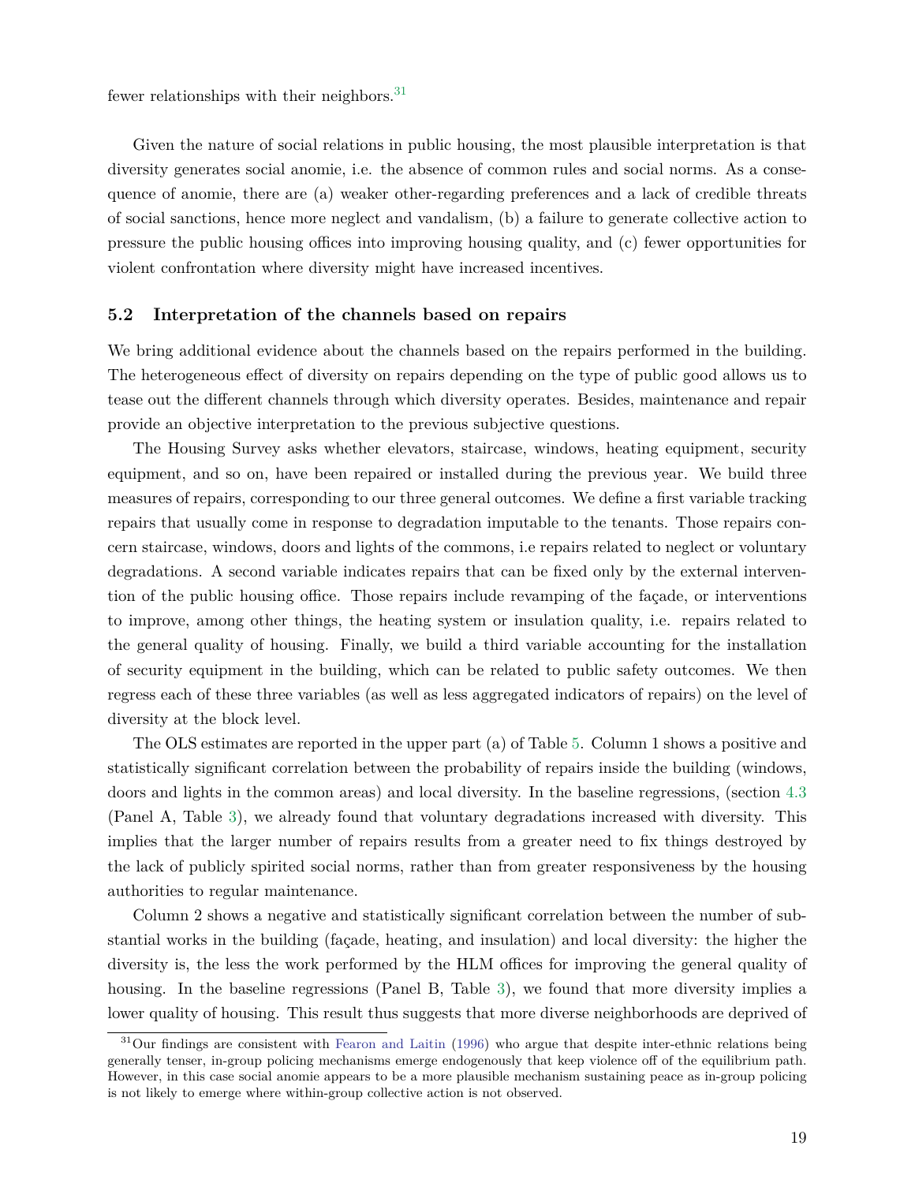fewer relationships with their neighbors.[31]

Given the nature of social relations in public housing, the most plausible interpretation is that diversity generates social anomie, i.e. the absence of common rules and social norms. As a consequence of anomie, there are (a) weaker other-regarding preferences and a lack of credible threats of social sanctions, hence more neglect and vandalism, (b) a failure to generate collective action to pressure the public housing offices into improving housing quality, and (c) fewer opportunities for violent confrontation where diversity might have increased incentives.

### 5.2 Interpretation of the channels based on repairs

We bring additional evidence about the channels based on the repairs performed in the building. The heterogeneous effect of diversity on repairs depending on the type of public good allows us to tease out the different channels through which diversity operates. Besides, maintenance and repair provide an objective interpretation to the previous subjective questions.

The Housing Survey asks whether elevators, staircase, windows, heating equipment, security equipment, and so on, have been repaired or installed during the previous year. We build three measures of repairs, corresponding to our three general outcomes. We define a first variable tracking repairs that usually come in response to degradation imputable to the tenants. Those repairs concern staircase, windows, doors and lights of the commons, i.e repairs related to neglect or voluntary degradations. A second variable indicates repairs that can be fixed only by the external intervention of the public housing office. Those repairs include revamping of the façade, or interventions to improve, among other things, the heating system or insulation quality, i.e. repairs related to the general quality of housing. Finally, we build a third variable accounting for the installation of security equipment in the building, which can be related to public safety outcomes. We then regress each of these three variables (as well as less aggregated indicators of repairs) on the level of diversity at the block level.

The OLS estimates are reported in the upper part (a) of Table 5. Column 1 shows a positive and statistically significant correlation between the probability of repairs inside the building (windows, doors and lights in the common areas) and local diversity. In the baseline regressions, (section 4.3 (Panel A, Table 3), we already found that voluntary degradations increased with diversity. This implies that the larger number of repairs results from a greater need to fix things destroyed by the lack of publicly spirited social norms, rather than from greater responsiveness by the housing authorities to regular maintenance.

Column 2 shows a negative and statistically significant correlation between the number of substantial works in the building (façade, heating, and insulation) and local diversity: the higher the diversity is, the less the work performed by the HLM offices for improving the general quality of housing. In the baseline regressions (Panel B, Table 3), we found that more diversity implies a lower quality of housing. This result thus suggests that more diverse neighborhoods are deprived of

[31] Our findings are consistent with Fearon and Laitin (1996) who argue that despite inter-ethnic relations being generally tenser, in-group policing mechanisms emerge endogenously that keep violence off of the equilibrium path. However, in this case social anomie appears to be a more plausible mechanism sustaining peace as in-group policing is not likely to emerge where within-group collective action is not observed.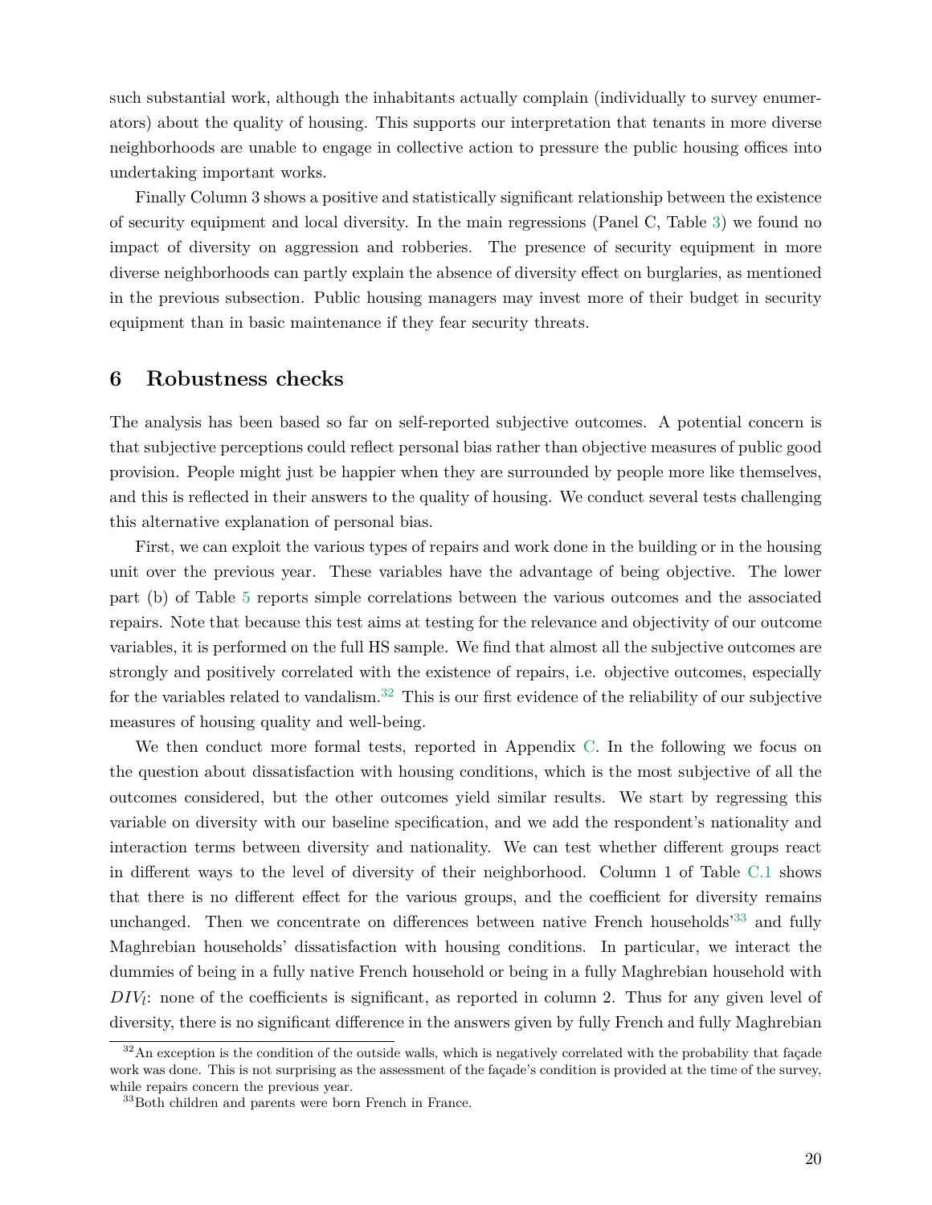such substantial work, although the inhabitants actually complain (individually to survey enumerators) about the quality of housing. This supports our interpretation that tenants in more diverse neighborhoods are unable to engage in collective action to pressure the public housing offices into undertaking important works.

Finally Column 3 shows a positive and statistically significant relationship between the existence of security equipment and local diversity. In the main regressions (Panel C, Table 3) we found no impact of diversity on aggression and robberies. The presence of security equipment in more diverse neighborhoods can partly explain the absence of diversity effect on burglaries, as mentioned in the previous subsection. Public housing managers may invest more of their budget in security equipment than in basic maintenance if they fear security threats.

## 6 Robustness checks

The analysis has been based so far on self-reported subjective outcomes. A potential concern is that subjective perceptions could reflect personal bias rather than objective measures of public good provision. People might just be happier when they are surrounded by people more like themselves, and this is reflected in their answers to the quality of housing. We conduct several tests challenging this alternative explanation of personal bias.

First, we can exploit the various types of repairs and work done in the building or in the housing unit over the previous year. These variables have the advantage of being objective. The lower part (b) of Table 5 reports simple correlations between the various outcomes and the associated repairs. Note that because this test aims at testing for the relevance and objectivity of our outcome variables, it is performed on the full HS sample. We find that almost all the subjective outcomes are strongly and positively correlated with the existence of repairs, i.e. objective outcomes, especially for the variables related to vandalism.[32] This is our first evidence of the reliability of our subjective measures of housing quality and well-being.

We then conduct more formal tests, reported in Appendix C. In the following we focus on the question about dissatisfaction with housing conditions, which is the most subjective of all the outcomes considered, but the other outcomes yield similar results. We start by regressing this variable on diversity with our baseline specification, and we add the respondent's nationality and interaction terms between diversity and nationality. We can test whether different groups react in different ways to the level of diversity of their neighborhood. Column 1 of Table C.1 shows that there is no different effect for the various groups, and the coefficient for diversity remains unchanged. Then we concentrate on differences between native French households'[33] and fully Maghrebian households' dissatisfaction with housing conditions. In particular, we interact the dummies of being in a fully native French household or being in a fully Maghrebian household with $DIV_l$: none of the coefficients is significant, as reported in column 2. Thus for any given level of diversity, there is no significant difference in the answers given by fully French and fully Maghrebian

[32] An exception is the condition of the outside walls, which is negatively correlated with the probability that façade work was done. This is not surprising as the assessment of the façade's condition is provided at the time of the survey, while repairs concern the previous year.

[33] Both children and parents were born French in France.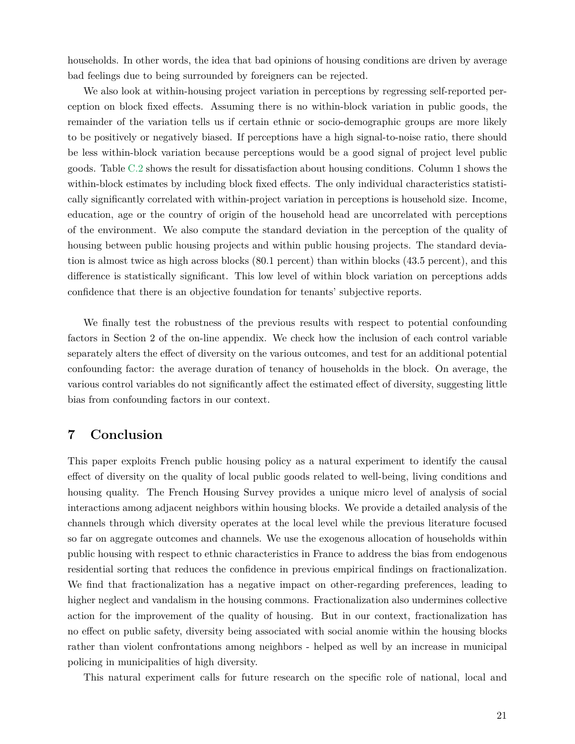households. In other words, the idea that bad opinions of housing conditions are driven by average bad feelings due to being surrounded by foreigners can be rejected.

We also look at within-housing project variation in perceptions by regressing self-reported perception on block fixed effects. Assuming there is no within-block variation in public goods, the remainder of the variation tells us if certain ethnic or socio-demographic groups are more likely to be positively or negatively biased. If perceptions have a high signal-to-noise ratio, there should be less within-block variation because perceptions would be a good signal of project level public goods. Table C.2 shows the result for dissatisfaction about housing conditions. Column 1 shows the within-block estimates by including block fixed effects. The only individual characteristics statistically significantly correlated with within-project variation in perceptions is household size. Income, education, age or the country of origin of the household head are uncorrelated with perceptions of the environment. We also compute the standard deviation in the perception of the quality of housing between public housing projects and within public housing projects. The standard deviation is almost twice as high across blocks (80.1 percent) than within blocks (43.5 percent), and this difference is statistically significant. This low level of within block variation on perceptions adds confidence that there is an objective foundation for tenants' subjective reports.

We finally test the robustness of the previous results with respect to potential confounding factors in Section 2 of the on-line appendix. We check how the inclusion of each control variable separately alters the effect of diversity on the various outcomes, and test for an additional potential confounding factor: the average duration of tenancy of households in the block. On average, the various control variables do not significantly affect the estimated effect of diversity, suggesting little bias from confounding factors in our context.

## 7 Conclusion

This paper exploits French public housing policy as a natural experiment to identify the causal effect of diversity on the quality of local public goods related to well-being, living conditions and housing quality. The French Housing Survey provides a unique micro level of analysis of social interactions among adjacent neighbors within housing blocks. We provide a detailed analysis of the channels through which diversity operates at the local level while the previous literature focused so far on aggregate outcomes and channels. We use the exogenous allocation of households within public housing with respect to ethnic characteristics in France to address the bias from endogenous residential sorting that reduces the confidence in previous empirical findings on fractionalization. We find that fractionalization has a negative impact on other-regarding preferences, leading to higher neglect and vandalism in the housing commons. Fractionalization also undermines collective action for the improvement of the quality of housing. But in our context, fractionalization has no effect on public safety, diversity being associated with social anomie within the housing blocks rather than violent confrontations among neighbors - helped as well by an increase in municipal policing in municipalities of high diversity.

This natural experiment calls for future research on the specific role of national, local and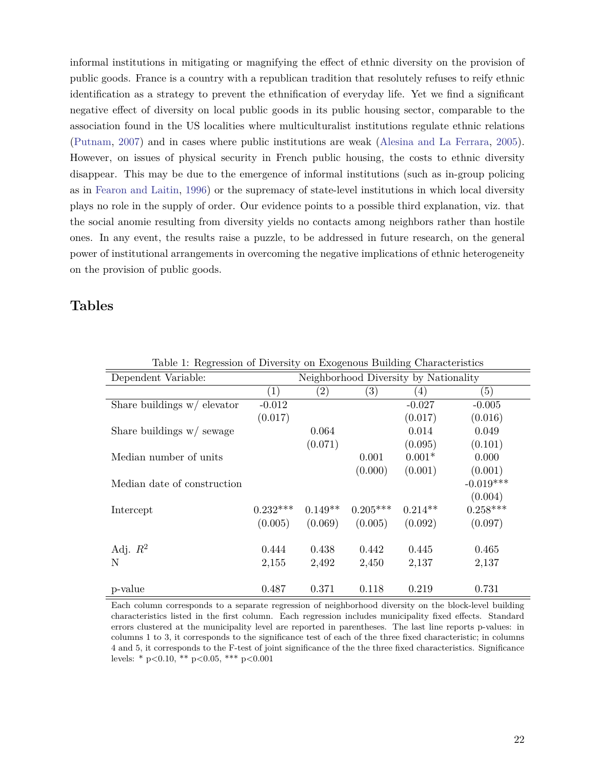informal institutions in mitigating or magnifying the effect of ethnic diversity on the provision of public goods. France is a country with a republican tradition that resolutely refuses to reify ethnic identification as a strategy to prevent the ethnification of everyday life. Yet we find a significant negative effect of diversity on local public goods in its public housing sector, comparable to the association found in the US localities where multiculturalist institutions regulate ethnic relations (Putnam, 2007) and in cases where public institutions are weak (Alesina and La Ferrara, 2005). However, on issues of physical security in French public housing, the costs to ethnic diversity disappear. This may be due to the emergence of informal institutions (such as in-group policing as in Fearon and Laitin, 1996) or the supremacy of state-level institutions in which local diversity plays no role in the supply of order. Our evidence points to a possible third explanation, viz. that the social anomie resulting from diversity yields no contacts among neighbors rather than hostile ones. In any event, the results raise a puzzle, to be addressed in future research, on the general power of institutional arrangements in overcoming the negative implications of ethnic heterogeneity on the provision of public goods.

## Tables

Table 1: Regression of Diversity on Exogenous Building Characteristics

| Dependent Variable: | Neighborhood Diversity by Nationality | | | | |
|---|---|---|---|---|---|
| | (1) | (2) | (3) | (4) | (5) |
| Share buildings w/ elevator | -0.012 | | | -0.027 | -0.005 |
| | (0.017) | | | (0.017) | (0.016) |
| Share buildings w/ sewage | | 0.064 | | 0.014 | 0.049 |
| | | (0.071) | | (0.095) | (0.101) |
| Median number of units | | | 0.001 | 0.001* | 0.000 |
| | | | (0.000) | (0.001) | (0.001) |
| Median date of construction | | | | | -0.019*** |
| | | | | | (0.004) |
| Intercept | 0.232*** | 0.149** | 0.205*** | 0.214** | 0.258*** |
| | (0.005) | (0.069) | (0.005) | (0.092) | (0.097) |
| Adj. $R^2$ | 0.444 | 0.438 | 0.442 | 0.445 | 0.465 |
| N | 2,155 | 2,492 | 2,450 | 2,137 | 2,137 |
| p-value | 0.487 | 0.371 | 0.118 | 0.219 | 0.731 |

Each column corresponds to a separate regression of neighborhood diversity on the block-level building characteristics listed in the first column. Each regression includes municipality fixed effects. Standard errors clustered at the municipality level are reported in parentheses. The last line reports p-values: in columns 1 to 3, it corresponds to the significance test of each of the three fixed characteristic; in columns 4 and 5, it corresponds to the F-test of joint significance of the the three fixed characteristics. Significance levels: * p<0.10, ** p<0.05, *** p<0.001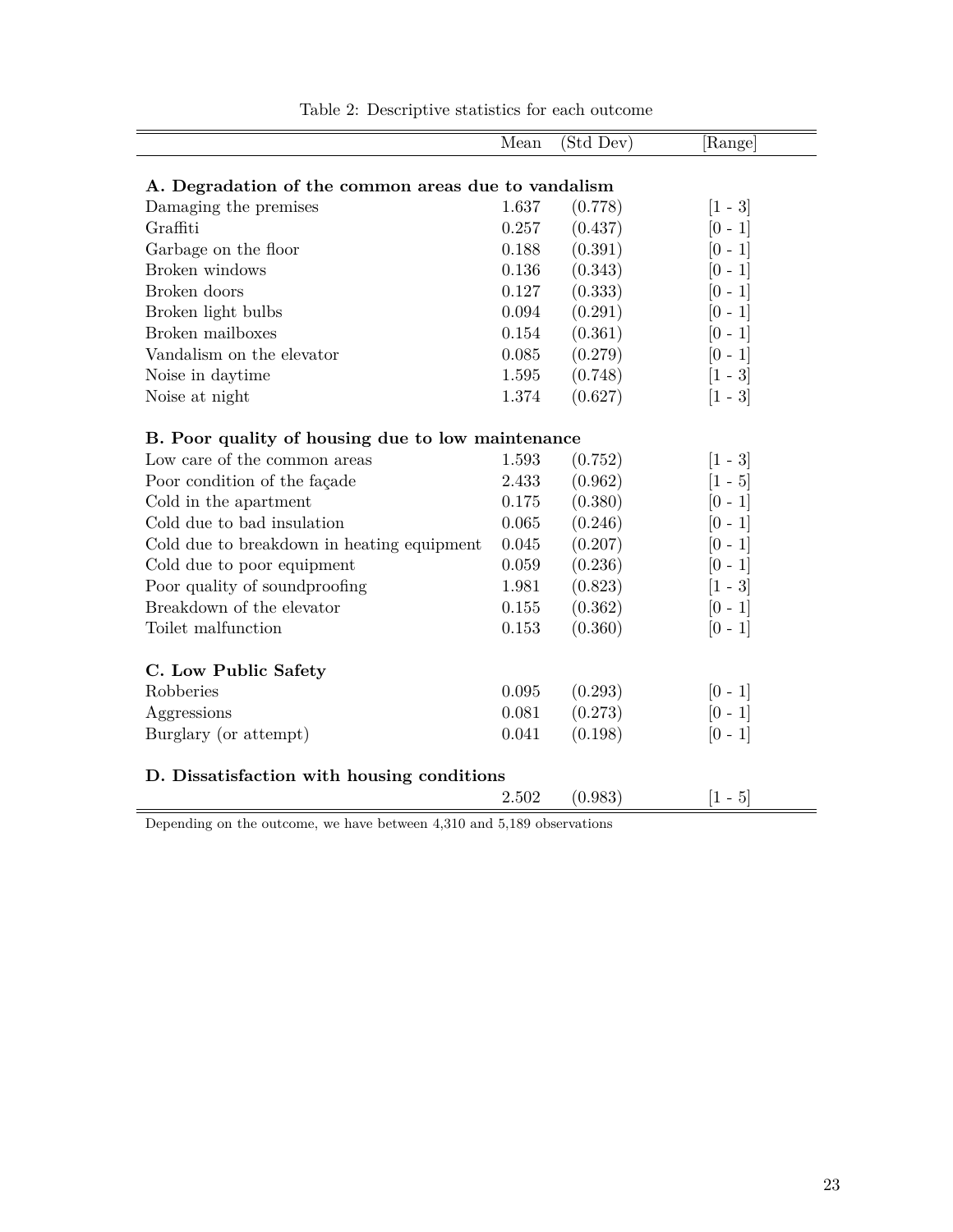Table 2: Descriptive statistics for each outcome

| | Mean | (Std Dev) | [Range] |
|---|---|---|---|
| **A. Degradation of the common areas due to vandalism** | | | |
| Damaging the premises | 1.637 | (0.778) | [1 - 3] |
| Graffiti | 0.257 | (0.437) | [0 - 1] |
| Garbage on the floor | 0.188 | (0.391) | [0 - 1] |
| Broken windows | 0.136 | (0.343) | [0 - 1] |
| Broken doors | 0.127 | (0.333) | [0 - 1] |
| Broken light bulbs | 0.094 | (0.291) | [0 - 1] |
| Broken mailboxes | 0.154 | (0.361) | [0 - 1] |
| Vandalism on the elevator | 0.085 | (0.279) | [0 - 1] |
| Noise in daytime | 1.595 | (0.748) | [1 - 3] |
| Noise at night | 1.374 | (0.627) | [1 - 3] |
| **B. Poor quality of housing due to low maintenance** | | | |
| Low care of the common areas | 1.593 | (0.752) | [1 - 3] |
| Poor condition of the façade | 2.433 | (0.962) | [1 - 5] |
| Cold in the apartment | 0.175 | (0.380) | [0 - 1] |
| Cold due to bad insulation | 0.065 | (0.246) | [0 - 1] |
| Cold due to breakdown in heating equipment | 0.045 | (0.207) | [0 - 1] |
| Cold due to poor equipment | 0.059 | (0.236) | [0 - 1] |
| Poor quality of soundproofing | 1.981 | (0.823) | [1 - 3] |
| Breakdown of the elevator | 0.155 | (0.362) | [0 - 1] |
| Toilet malfunction | 0.153 | (0.360) | [0 - 1] |
| **C. Low Public Safety** | | | |
| Robberies | 0.095 | (0.293) | [0 - 1] |
| Aggressions | 0.081 | (0.273) | [0 - 1] |
| Burglary (or attempt) | 0.041 | (0.198) | [0 - 1] |
| **D. Dissatisfaction with housing conditions** | | | |
| | 2.502 | (0.983) | [1 - 5] |

Depending on the outcome, we have between 4,310 and 5,189 observations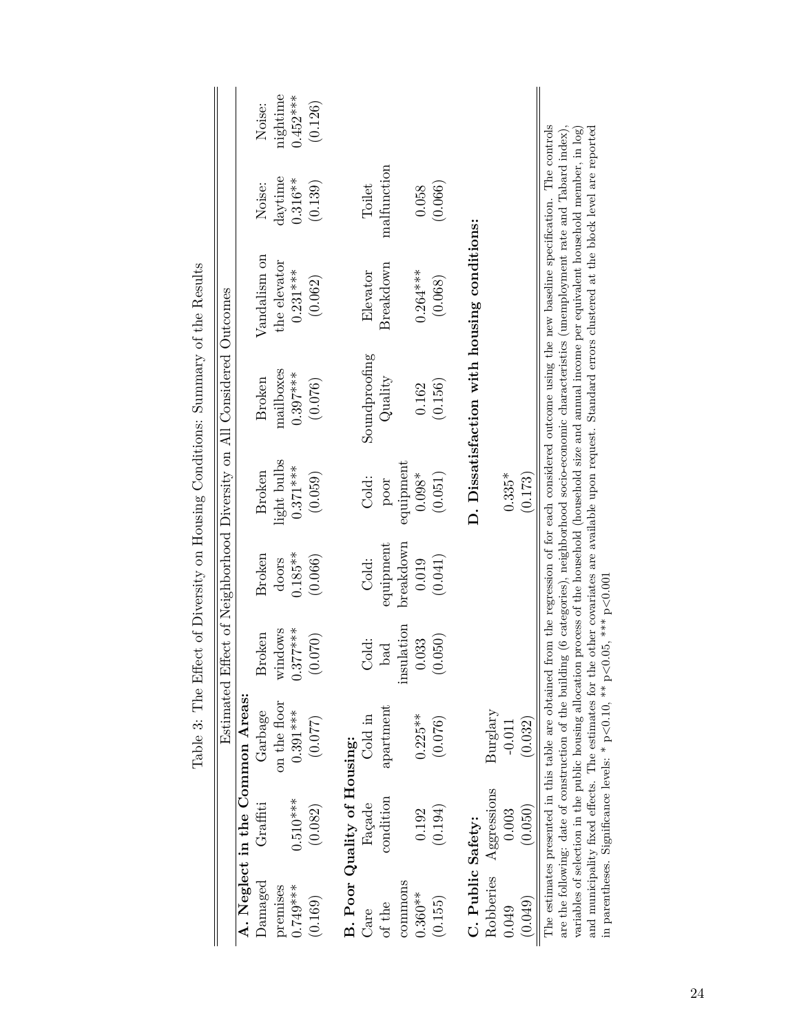Table 3: The Effect of Diversity on Housing Conditions: Summary of the Results

| Estimated Effect of Neighborhood Diversity on All Considered Outcomes | | | | | | | | | |
|---|---|---|---|---|---|---|---|---|---|
| **A. Neglect in the Common Areas:** | | | | | | | | | |
| Damaged premises | Graffiti | Garbage on the floor | Broken windows | Broken doors | Broken light bulbs | Broken mailboxes | Vandalism on the elevator | Noise: daytime | Noise: nightime |
| 0.749*** | 0.510*** | 0.391*** | 0.377*** | 0.185** | 0.371*** | 0.397*** | 0.231*** | 0.316** | 0.452*** |
| (0.169) | (0.082) | (0.077) | (0.070) | (0.066) | (0.059) | (0.076) | (0.062) | (0.139) | (0.126) |
| **B. Poor Quality of Housing:** | | | | | | | | | |
| Care of the commons | Façade condition | Cold in apartment | Cold: bad insulation | Cold: equipment breakdown | Cold: poor equipment | Soundproofing Quality | Elevator Breakdown | Toilet malfunction | |
| 0.360** | 0.192 | 0.225** | 0.033 | 0.019 | 0.098* | 0.162 | 0.264*** | 0.058 | |
| (0.155) | (0.194) | (0.076) | (0.050) | (0.041) | (0.051) | (0.156) | (0.068) | (0.066) | |
| **C. Public Safety:** | | | | | **D. Dissatisfaction with housing conditions:** | | | | |
| Robberies | Aggressions | Burglary | | | | | | | |
| 0.049 | 0.003 | -0.011 | | | 0.335* | | | | |
| (0.049) | (0.050) | (0.032) | | | (0.173) | | | | |

The estimates presented in this table are obtained from the regression of for each considered outcome using the new baseline specification. The controls are the following: date of construction of the building (6 categories), neighborhood socio-economic characteristics (unemployment rate and Tabard index), variables of selection in the public housing allocation process of the household (household size and annual income per equivalent household member, in log) and municipality fixed effects. The estimates for the other covariates are available upon request. Standard errors clustered at the block level are reported in parentheses. Significance levels: * p<0.10, ** p<0.05, *** p<0.001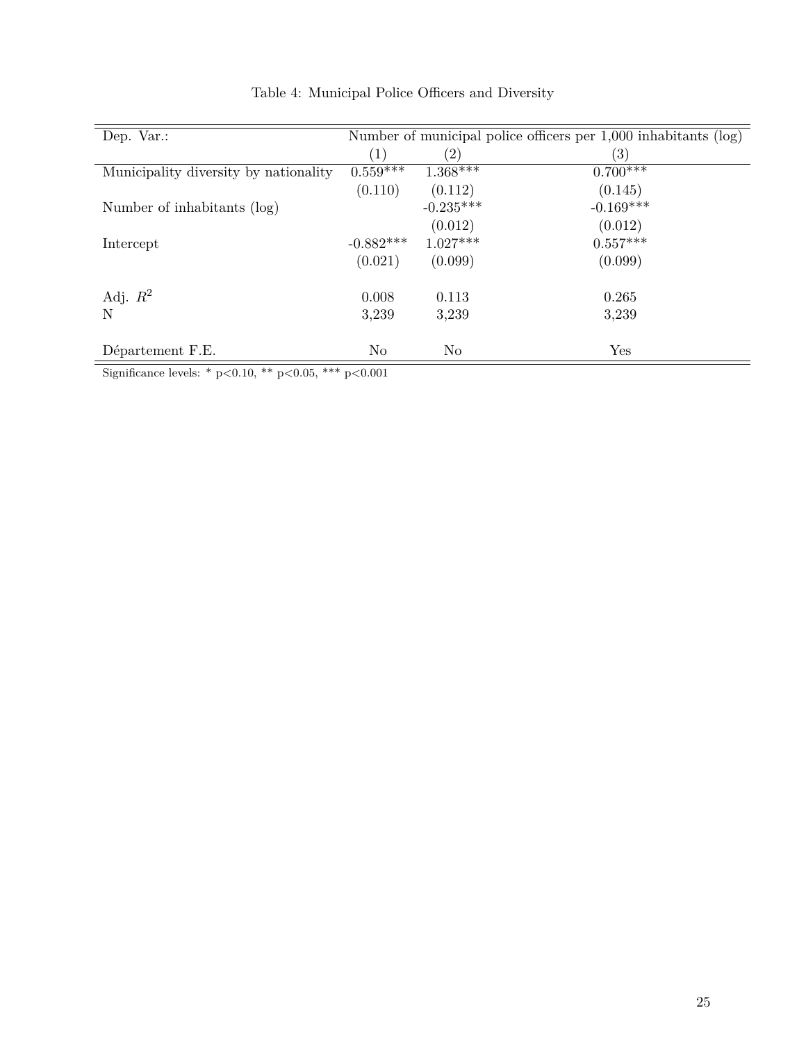Table 4: Municipal Police Officers and Diversity

| Dep. Var.: | Number of municipal police officers per 1,000 inhabitants (log) | | |
|---|---|---|---|
| | (1) | (2) | (3) |
| Municipality diversity by nationality | 0.559*** | 1.368*** | 0.700*** |
| | (0.110) | (0.112) | (0.145) |
| Number of inhabitants (log) | | -0.235*** | -0.169*** |
| | | (0.012) | (0.012) |
| Intercept | -0.882*** | 1.027*** | 0.557*** |
| | (0.021) | (0.099) | (0.099) |
| Adj. $R^2$ | 0.008 | 0.113 | 0.265 |
| N | 3,239 | 3,239 | 3,239 |
| Département F.E. | No | No | Yes |

Significance levels: * p<0.10, ** p<0.05, *** p<0.001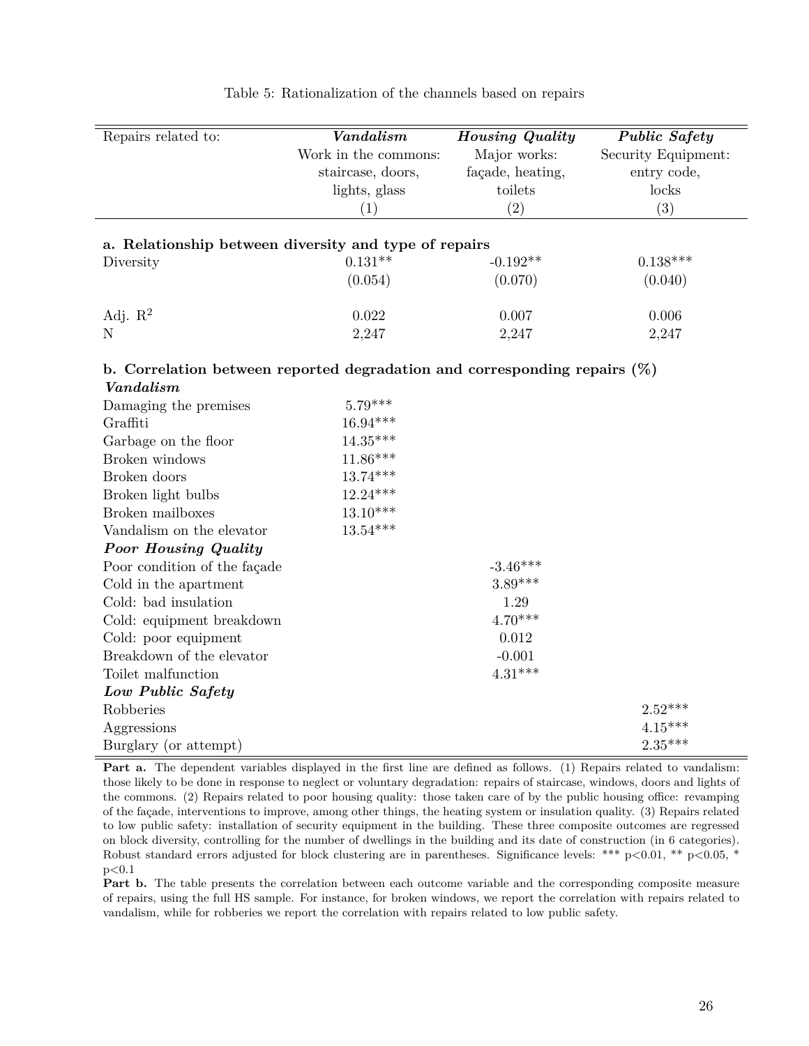Table 5: Rationalization of the channels based on repairs

| Repairs related to: | ***Vandalism*** | ***Housing Quality*** | ***Public Safety*** |
|---|---|---|---|
| | Work in the commons: staircase, doors, lights, glass | Major works: façade, heating, toilets | Security Equipment: entry code, locks |
| | (1) | (2) | (3) |
| **a. Relationship between diversity and type of repairs** | | | |
| Diversity | 0.131** | -0.192** | 0.138*** |
| | (0.054) | (0.070) | (0.040) |
| Adj. $R^2$ | 0.022 | 0.007 | 0.006 |
| N | 2,247 | 2,247 | 2,247 |
| **b. Correlation between reported degradation and corresponding repairs (%)** | | | |
| ***Vandalism*** | | | |
| Damaging the premises | 5.79*** | | |
| Graffiti | 16.94*** | | |
| Garbage on the floor | 14.35*** | | |
| Broken windows | 11.86*** | | |
| Broken doors | 13.74*** | | |
| Broken light bulbs | 12.24*** | | |
| Broken mailboxes | 13.10*** | | |
| Vandalism on the elevator | 13.54*** | | |
| ***Poor Housing Quality*** | | | |
| Poor condition of the façade | | -3.46*** | |
| Cold in the apartment | | 3.89*** | |
| Cold: bad insulation | | 1.29 | |
| Cold: equipment breakdown | | 4.70*** | |
| Cold: poor equipment | | 0.012 | |
| Breakdown of the elevator | | -0.001 | |
| Toilet malfunction | | 4.31*** | |
| ***Low Public Safety*** | | | |
| Robberies | | | 2.52*** |
| Aggressions | | | 4.15*** |
| Burglary (or attempt) | | | 2.35*** |

**Part a.** The dependent variables displayed in the first line are defined as follows. (1) Repairs related to vandalism: those likely to be done in response to neglect or voluntary degradation: repairs of staircase, windows, doors and lights of the commons. (2) Repairs related to poor housing quality: those taken care of by the public housing office: revamping of the façade, interventions to improve, among other things, the heating system or insulation quality. (3) Repairs related to low public safety: installation of security equipment in the building. These three composite outcomes are regressed on block diversity, controlling for the number of dwellings in the building and its date of construction (in 6 categories). Robust standard errors adjusted for block clustering are in parentheses. Significance levels: *** $p<0.01$, ** $p<0.05$, * $p<0.1$

**Part b.** The table presents the correlation between each outcome variable and the corresponding composite measure of repairs, using the full HS sample. For instance, for broken windows, we report the correlation with repairs related to vandalism, while for robberies we report the correlation with repairs related to low public safety.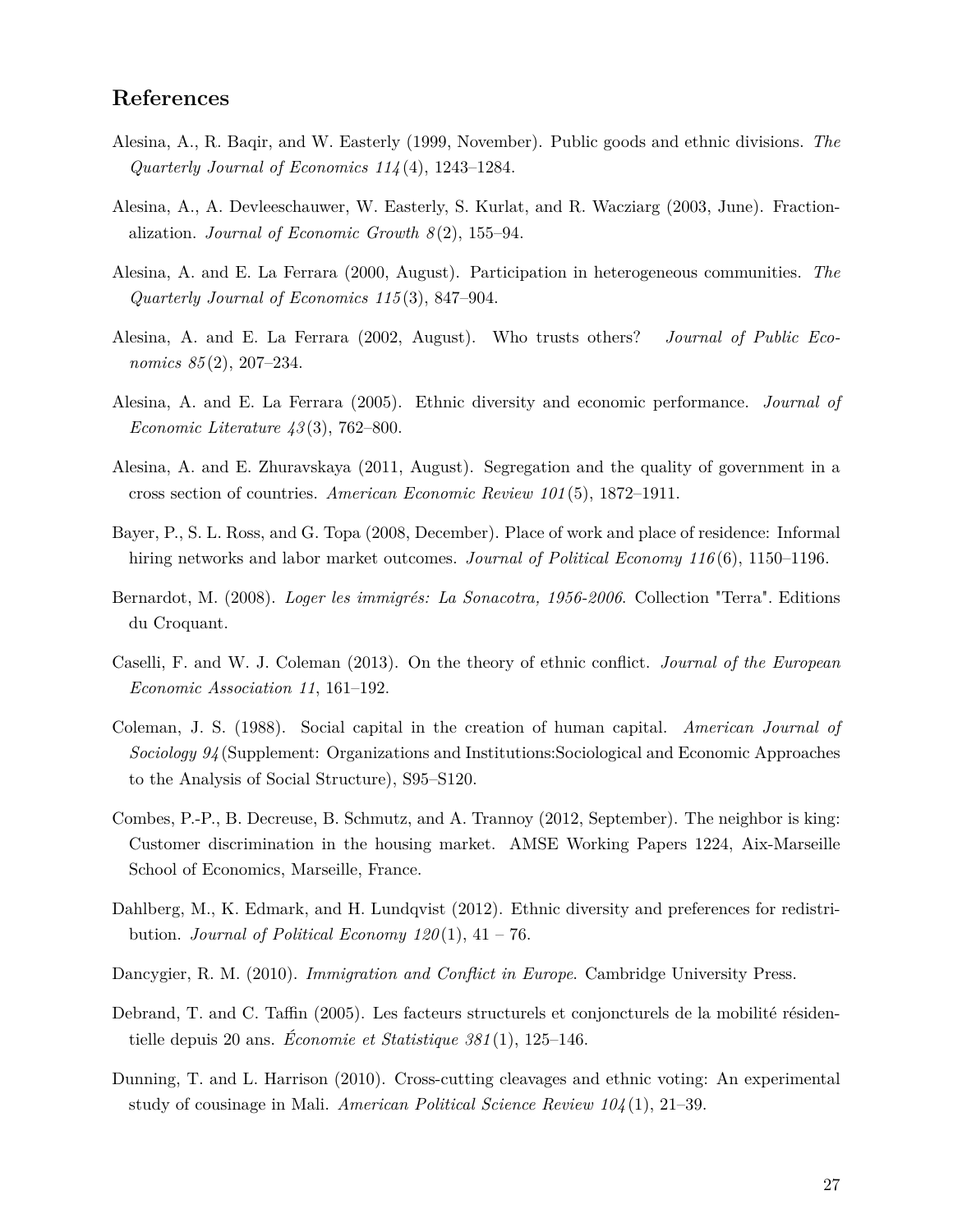## References

Alesina, A., R. Baqir, and W. Easterly (1999, November). Public goods and ethnic divisions. *The Quarterly Journal of Economics 114*(4), 1243–1284.

Alesina, A., A. Devleeschauwer, W. Easterly, S. Kurlat, and R. Wacziarg (2003, June). Fractionalization. *Journal of Economic Growth 8*(2), 155–94.

Alesina, A. and E. La Ferrara (2000, August). Participation in heterogeneous communities. *The Quarterly Journal of Economics 115*(3), 847–904.

Alesina, A. and E. La Ferrara (2002, August). Who trusts others? *Journal of Public Economics 85*(2), 207–234.

Alesina, A. and E. La Ferrara (2005). Ethnic diversity and economic performance. *Journal of Economic Literature 43*(3), 762–800.

Alesina, A. and E. Zhuravskaya (2011, August). Segregation and the quality of government in a cross section of countries. *American Economic Review 101*(5), 1872–1911.

Bayer, P., S. L. Ross, and G. Topa (2008, December). Place of work and place of residence: Informal hiring networks and labor market outcomes. *Journal of Political Economy 116*(6), 1150–1196.

Bernardot, M. (2008). *Loger les immigrés: La Sonacotra, 1956-2006.* Collection "Terra". Editions du Croquant.

Caselli, F. and W. J. Coleman (2013). On the theory of ethnic conflict. *Journal of the European Economic Association 11*, 161–192.

Coleman, J. S. (1988). Social capital in the creation of human capital. *American Journal of Sociology 94*(Supplement: Organizations and Institutions:Sociological and Economic Approaches to the Analysis of Social Structure), S95–S120.

Combes, P.-P., B. Decreuse, B. Schmutz, and A. Trannoy (2012, September). The neighbor is king: Customer discrimination in the housing market. AMSE Working Papers 1224, Aix-Marseille School of Economics, Marseille, France.

Dahlberg, M., K. Edmark, and H. Lundqvist (2012). Ethnic diversity and preferences for redistribution. *Journal of Political Economy 120*(1), 41 – 76.

Dancygier, R. M. (2010). *Immigration and Conflict in Europe.* Cambridge University Press.

Debrand, T. and C. Taffin (2005). Les facteurs structurels et conjoncturels de la mobilité résidentielle depuis 20 ans. *Économie et Statistique 381*(1), 125–146.

Dunning, T. and L. Harrison (2010). Cross-cutting cleavages and ethnic voting: An experimental study of cousinage in Mali. *American Political Science Review 104*(1), 21–39.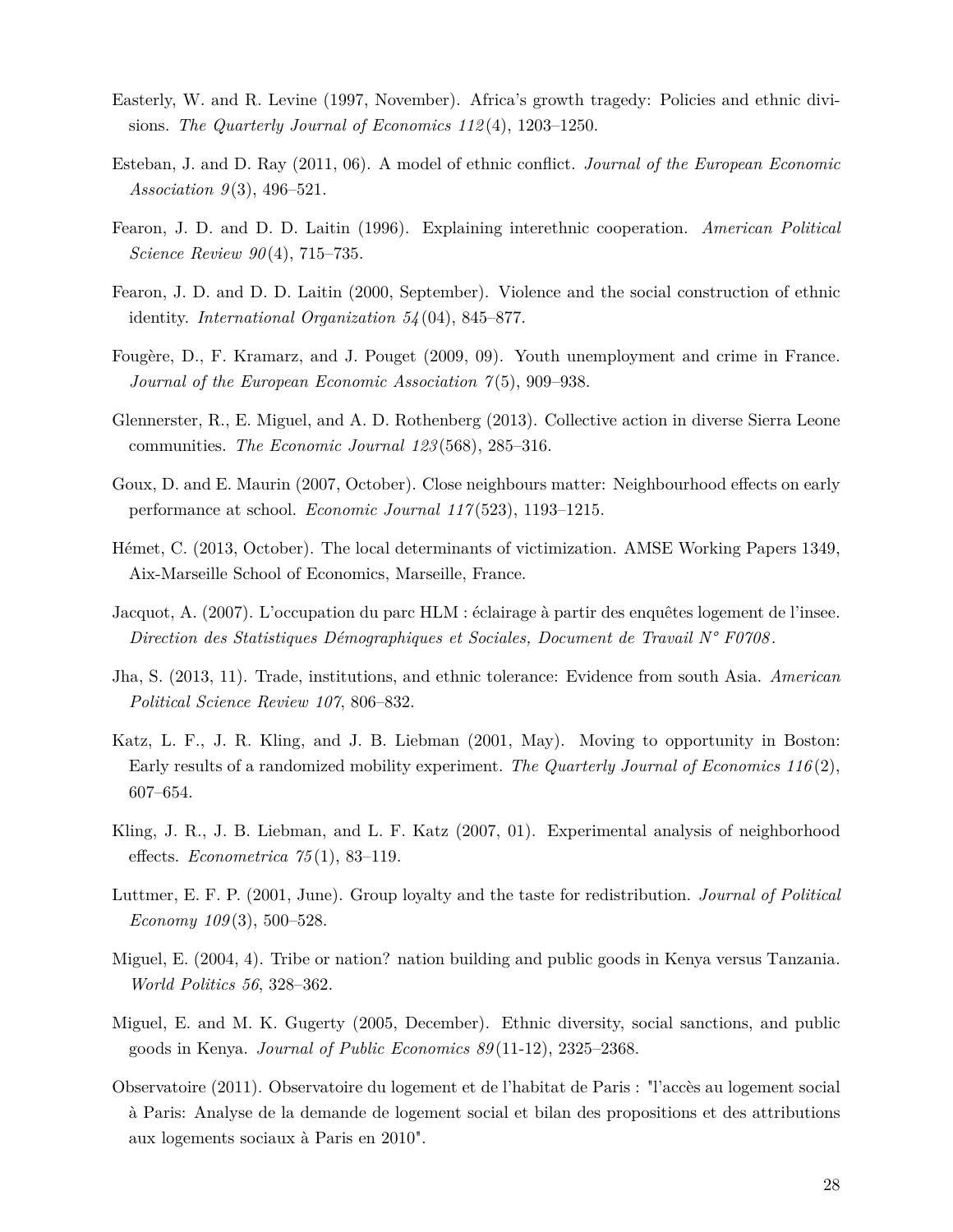Easterly, W. and R. Levine (1997, November). Africa's growth tragedy: Policies and ethnic divisions. *The Quarterly Journal of Economics 112*(4), 1203–1250.

Esteban, J. and D. Ray (2011, 06). A model of ethnic conflict. *Journal of the European Economic Association 9*(3), 496–521.

Fearon, J. D. and D. D. Laitin (1996). Explaining interethnic cooperation. *American Political Science Review 90*(4), 715–735.

Fearon, J. D. and D. D. Laitin (2000, September). Violence and the social construction of ethnic identity. *International Organization 54*(04), 845–877.

Fougère, D., F. Kramarz, and J. Pouget (2009, 09). Youth unemployment and crime in France. *Journal of the European Economic Association 7*(5), 909–938.

Glennerster, R., E. Miguel, and A. D. Rothenberg (2013). Collective action in diverse Sierra Leone communities. *The Economic Journal 123*(568), 285–316.

Goux, D. and E. Maurin (2007, October). Close neighbours matter: Neighbourhood effects on early performance at school. *Economic Journal 117*(523), 1193–1215.

Hémet, C. (2013, October). The local determinants of victimization. AMSE Working Papers 1349, Aix-Marseille School of Economics, Marseille, France.

Jacquot, A. (2007). L'occupation du parc HLM : éclairage à partir des enquêtes logement de l'insee. *Direction des Statistiques Démographiques et Sociales, Document de Travail N° F0708*.

Jha, S. (2013, 11). Trade, institutions, and ethnic tolerance: Evidence from south Asia. *American Political Science Review 107*, 806–832.

Katz, L. F., J. R. Kling, and J. B. Liebman (2001, May). Moving to opportunity in Boston: Early results of a randomized mobility experiment. *The Quarterly Journal of Economics 116*(2), 607–654.

Kling, J. R., J. B. Liebman, and L. F. Katz (2007, 01). Experimental analysis of neighborhood effects. *Econometrica 75*(1), 83–119.

Luttmer, E. F. P. (2001, June). Group loyalty and the taste for redistribution. *Journal of Political Economy 109*(3), 500–528.

Miguel, E. (2004, 4). Tribe or nation? nation building and public goods in Kenya versus Tanzania. *World Politics 56*, 328–362.

Miguel, E. and M. K. Gugerty (2005, December). Ethnic diversity, social sanctions, and public goods in Kenya. *Journal of Public Economics 89*(11-12), 2325–2368.

Observatoire (2011). Observatoire du logement et de l'habitat de Paris : "l'accès au logement social à Paris: Analyse de la demande de logement social et bilan des propositions et des attributions aux logements sociaux à Paris en 2010".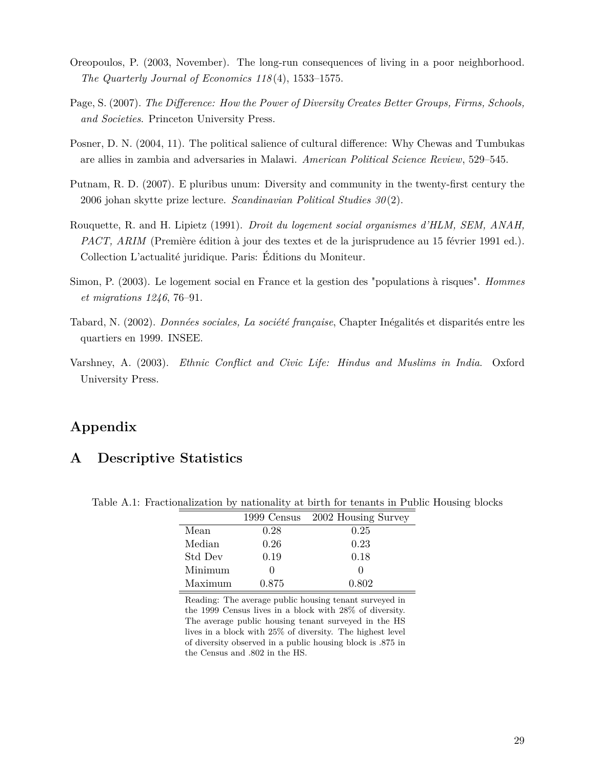Oreopoulos, P. (2003, November). The long-run consequences of living in a poor neighborhood. *The Quarterly Journal of Economics 118*(4), 1533–1575.

Page, S. (2007). *The Difference: How the Power of Diversity Creates Better Groups, Firms, Schools, and Societies*. Princeton University Press.

Posner, D. N. (2004, 11). The political salience of cultural difference: Why Chewas and Tumbukas are allies in zambia and adversaries in Malawi. *American Political Science Review*, 529–545.

Putnam, R. D. (2007). E pluribus unum: Diversity and community in the twenty-first century the 2006 johan skytte prize lecture. *Scandinavian Political Studies 30*(2).

Rouquette, R. and H. Lipietz (1991). *Droit du logement social organismes d'HLM, SEM, ANAH, PACT, ARIM* (Première édition à jour des textes et de la jurisprudence au 15 février 1991 ed.). Collection L'actualité juridique. Paris: Éditions du Moniteur.

Simon, P. (2003). Le logement social en France et la gestion des "populations à risques". *Hommes et migrations 1246*, 76–91.

Tabard, N. (2002). *Données sociales, La société française*, Chapter Inégalités et disparités entre les quartiers en 1999. INSEE.

Varshney, A. (2003). *Ethnic Conflict and Civic Life: Hindus and Muslims in India*. Oxford University Press.

# Appendix

## A Descriptive Statistics

Table A.1: Fractionalization by nationality at birth for tenants in Public Housing blocks

| | 1999 Census | 2002 Housing Survey |
|---|---|---|
| Mean | 0.28 | 0.25 |
| Median | 0.26 | 0.23 |
| Std Dev | 0.19 | 0.18 |
| Minimum | 0 | 0 |
| Maximum | 0.875 | 0.802 |

Reading: The average public housing tenant surveyed in the 1999 Census lives in a block with 28% of diversity. The average public housing tenant surveyed in the HS lives in a block with 25% of diversity. The highest level of diversity observed in a public housing block is .875 in the Census and .802 in the HS.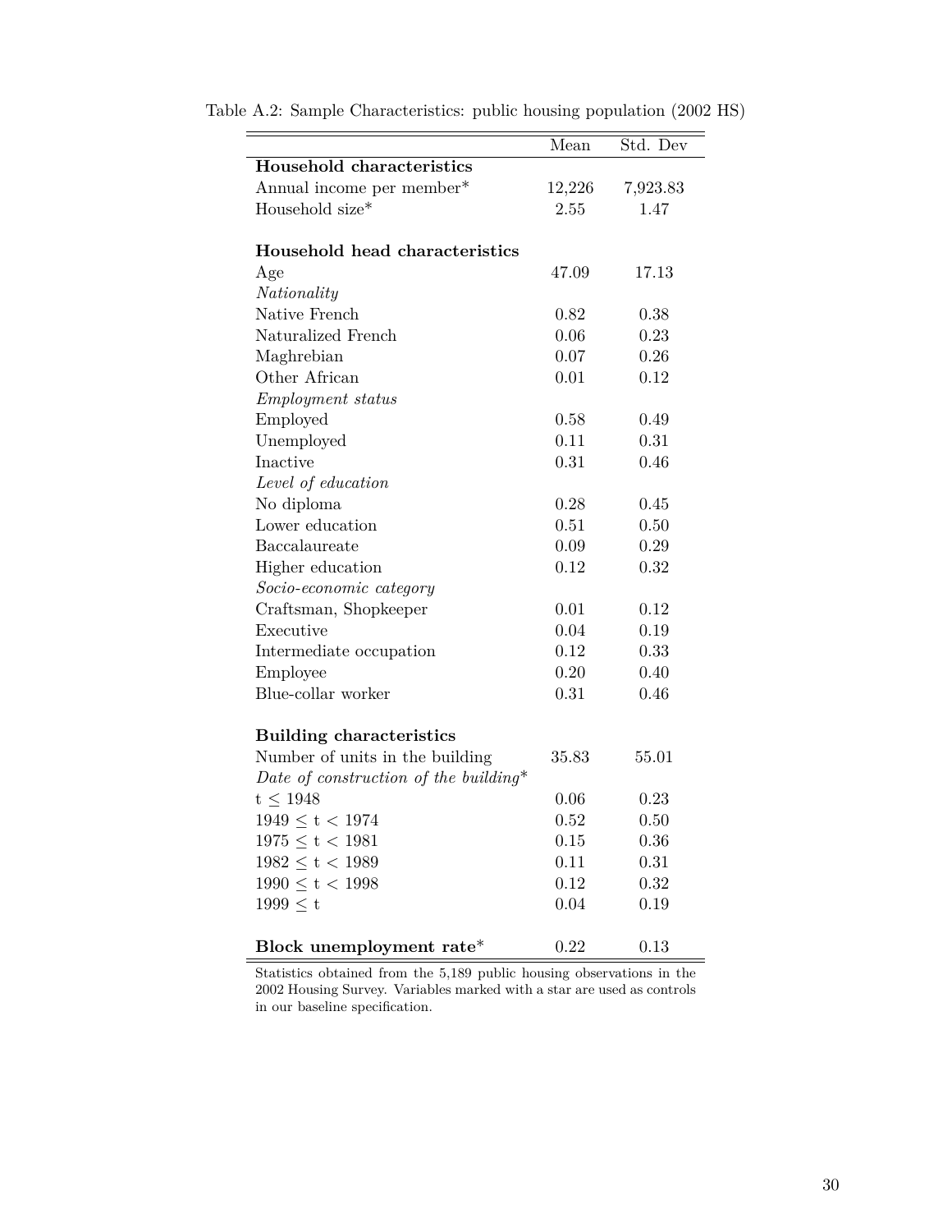Table A.2: Sample Characteristics: public housing population (2002 HS)

| | Mean | Std. Dev |
|---|---|---|
| **Household characteristics** | | |
| Annual income per member* | 12,226 | 7,923.83 |
| Household size* | 2.55 | 1.47 |
| **Household head characteristics** | | |
| Age | 47.09 | 17.13 |
| *Nationality* | | |
| Native French | 0.82 | 0.38 |
| Naturalized French | 0.06 | 0.23 |
| Maghrebian | 0.07 | 0.26 |
| Other African | 0.01 | 0.12 |
| *Employment status* | | |
| Employed | 0.58 | 0.49 |
| Unemployed | 0.11 | 0.31 |
| Inactive | 0.31 | 0.46 |
| *Level of education* | | |
| No diploma | 0.28 | 0.45 |
| Lower education | 0.51 | 0.50 |
| Baccalaureate | 0.09 | 0.29 |
| Higher education | 0.12 | 0.32 |
| *Socio-economic category* | | |
| Craftsman, Shopkeeper | 0.01 | 0.12 |
| Executive | 0.04 | 0.19 |
| Intermediate occupation | 0.12 | 0.33 |
| Employee | 0.20 | 0.40 |
| Blue-collar worker | 0.31 | 0.46 |
| **Building characteristics** | | |
| Number of units in the building | 35.83 | 55.01 |
| *Date of construction of the building** | | |
| $t \leq 1948$ | 0.06 | 0.23 |
| $1949 \leq t < 1974$ | 0.52 | 0.50 |
| $1975 \leq t < 1981$ | 0.15 | 0.36 |
| $1982 \leq t < 1989$ | 0.11 | 0.31 |
| $1990 \leq t < 1998$ | 0.12 | 0.32 |
| $1999 \leq t$ | 0.04 | 0.19 |
| **Block unemployment rate*** | 0.22 | 0.13 |

Statistics obtained from the 5,189 public housing observations in the 2002 Housing Survey. Variables marked with a star are used as controls in our baseline specification.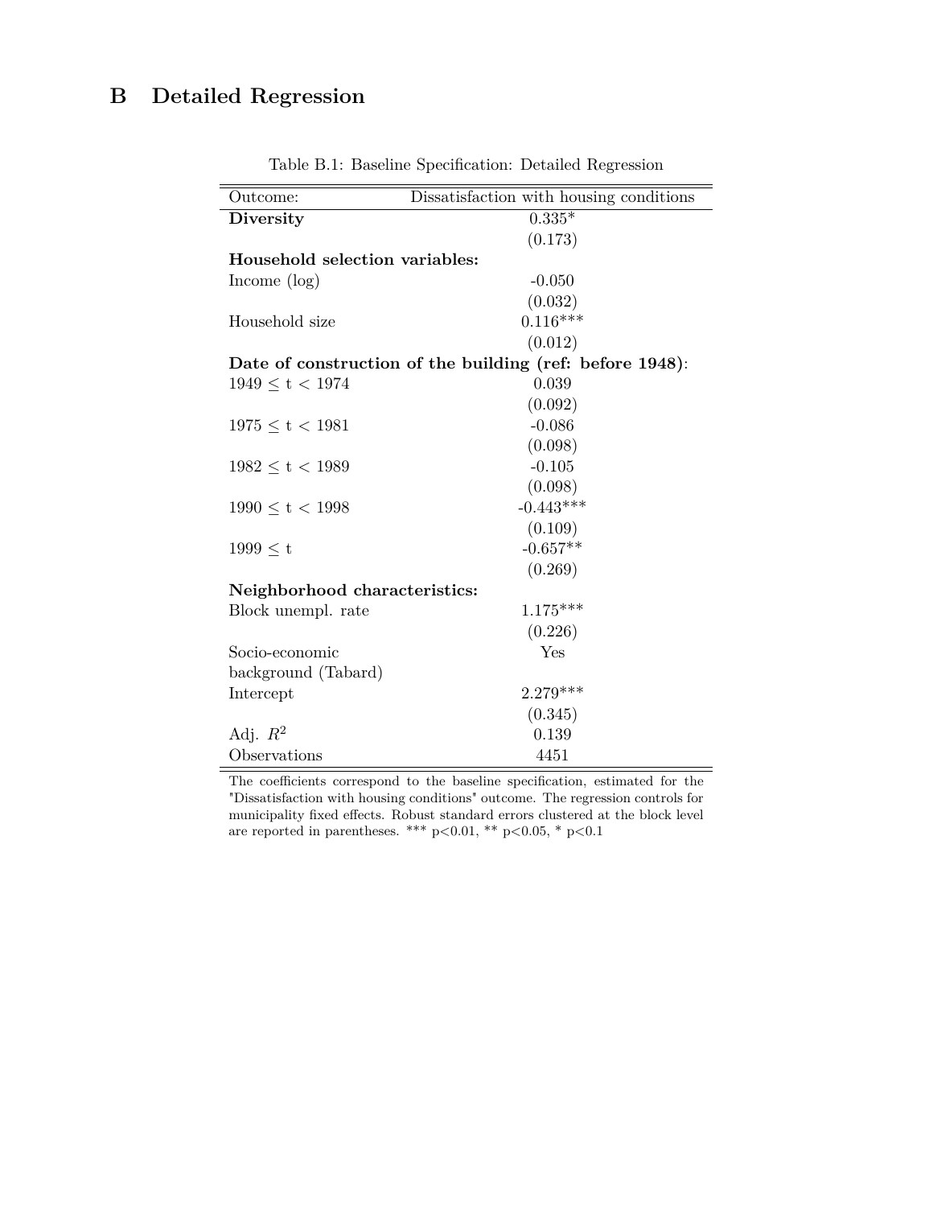# B Detailed Regression

Table B.1: Baseline Specification: Detailed Regression

| Outcome: | Dissatisfaction with housing conditions |
|---|---|
| **Diversity** | 0.335* |
| | (0.173) |
| **Household selection variables:** | |
| Income (log) | -0.050 |
| | (0.032) |
| Household size | 0.116*** |
| | (0.012) |
| **Date of construction of the building (ref: before 1948)**: | |
| $1949 \leq t < 1974$ | 0.039 |
| | (0.092) |
| $1975 \leq t < 1981$ | -0.086 |
| | (0.098) |
| $1982 \leq t < 1989$ | -0.105 |
| | (0.098) |
| $1990 \leq t < 1998$ | -0.443*** |
| | (0.109) |
| $1999 \leq t$ | -0.657** |
| | (0.269) |
| **Neighborhood characteristics:** | |
| Block unempl. rate | 1.175*** |
| | (0.226) |
| Socio-economic background (Tabard) | Yes |
| Intercept | 2.279*** |
| | (0.345) |
| Adj. $R^2$ | 0.139 |
| Observations | 4451 |

The coefficients correspond to the baseline specification, estimated for the "Dissatisfaction with housing conditions" outcome. The regression controls for municipality fixed effects. Robust standard errors clustered at the block level are reported in parentheses. *** $p<0.01$, ** $p<0.05$, * $p<0.1$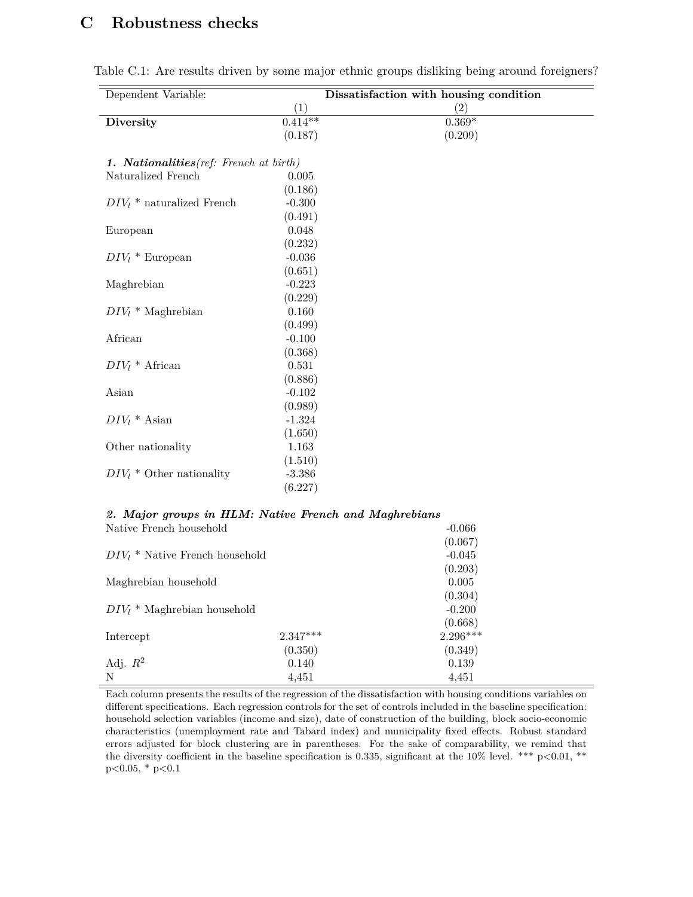# C Robustness checks

Table C.1: Are results driven by some major ethnic groups disliking being around foreigners?

| Dependent Variable: | Dissatisfaction with housing condition | |
|---|---|---|
| | (1) | (2) |
| **Diversity** | 0.414** | 0.369* |
| | (0.187) | (0.209) |
| ***1. Nationalities****(ref: French at birth)* | | |
| Naturalized French | 0.005 | |
| | (0.186) | |
| $DIV_l$ * naturalized French | -0.300 | |
| | (0.491) | |
| European | 0.048 | |
| | (0.232) | |
| $DIV_l$ * European | -0.036 | |
| | (0.651) | |
| Maghrebian | -0.223 | |
| | (0.229) | |
| $DIV_l$ * Maghrebian | 0.160 | |
| | (0.499) | |
| African | -0.100 | |
| | (0.368) | |
| $DIV_l$ * African | 0.531 | |
| | (0.886) | |
| Asian | -0.102 | |
| | (0.989) | |
| $DIV_l$ * Asian | -1.324 | |
| | (1.650) | |
| Other nationality | 1.163 | |
| | (1.510) | |
| $DIV_l$ * Other nationality | -3.386 | |
| | (6.227) | |
| ***2. Major groups in HLM: Native French and Maghrebians*** | | |
| Native French household | | -0.066 |
| | | (0.067) |
| $DIV_l$ * Native French household | | -0.045 |
| | | (0.203) |
| Maghrebian household | | 0.005 |
| | | (0.304) |
| $DIV_l$ * Maghrebian household | | -0.200 |
| | | (0.668) |
| Intercept | 2.347*** | 2.296*** |
| | (0.350) | (0.349) |
| Adj. $R^2$ | 0.140 | 0.139 |
| N | 4,451 | 4,451 |

Each column presents the results of the regression of the dissatisfaction with housing conditions variables on different specifications. Each regression controls for the set of controls included in the baseline specification: household selection variables (income and size), date of construction of the building, block socio-economic characteristics (unemployment rate and Tabard index) and municipality fixed effects. Robust standard errors adjusted for block clustering are in parentheses. For the sake of comparability, we remind that the diversity coefficient in the baseline specification is 0.335, significant at the 10% level. *** p<0.01, ** p<0.05, * p<0.1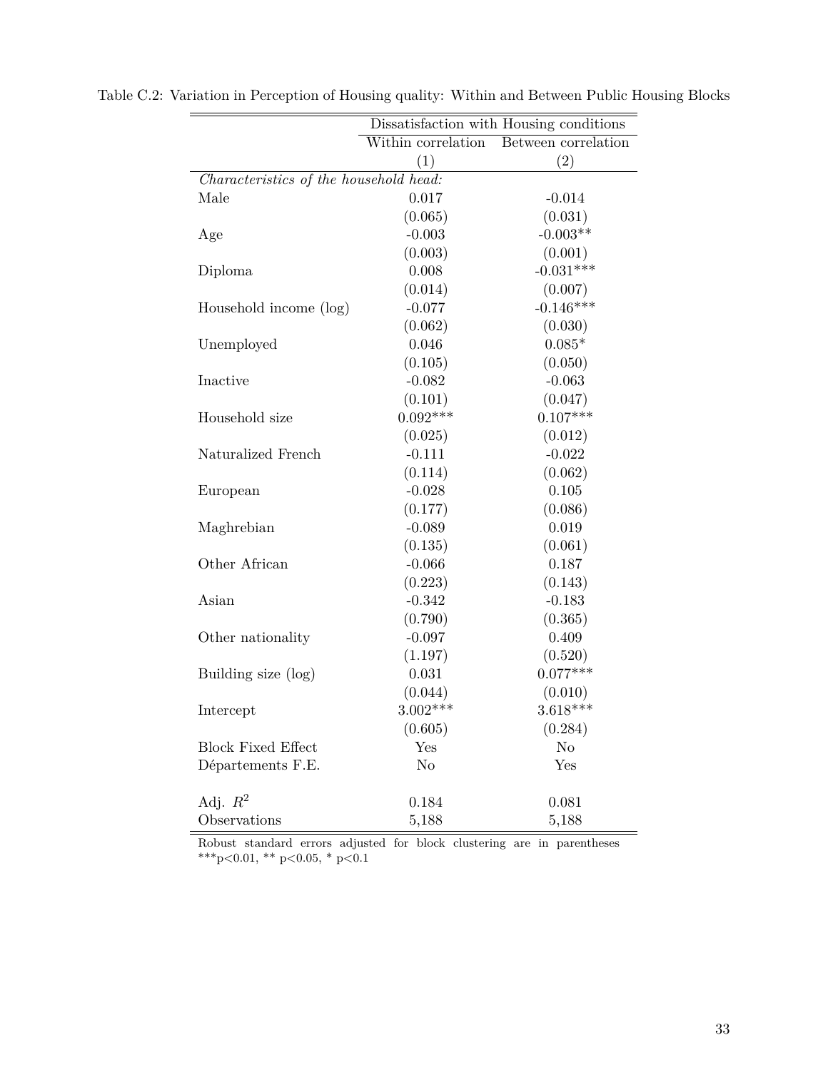Table C.2: Variation in Perception of Housing quality: Within and Between Public Housing Blocks

| | Dissatisfaction with Housing conditions | |
|---|---|---|
| | Within correlation | Between correlation |
| | (1) | (2) |
| *Characteristics of the household head:* | | |
| Male | 0.017 | -0.014 |
| | (0.065) | (0.031) |
| Age | -0.003 | -0.003** |
| | (0.003) | (0.001) |
| Diploma | 0.008 | -0.031*** |
| | (0.014) | (0.007) |
| Household income (log) | -0.077 | -0.146*** |
| | (0.062) | (0.030) |
| Unemployed | 0.046 | 0.085* |
| | (0.105) | (0.050) |
| Inactive | -0.082 | -0.063 |
| | (0.101) | (0.047) |
| Household size | 0.092*** | 0.107*** |
| | (0.025) | (0.012) |
| Naturalized French | -0.111 | -0.022 |
| | (0.114) | (0.062) |
| European | -0.028 | 0.105 |
| | (0.177) | (0.086) |
| Maghrebian | -0.089 | 0.019 |
| | (0.135) | (0.061) |
| Other African | -0.066 | 0.187 |
| | (0.223) | (0.143) |
| Asian | -0.342 | -0.183 |
| | (0.790) | (0.365) |
| Other nationality | -0.097 | 0.409 |
| | (1.197) | (0.520) |
| Building size (log) | 0.031 | 0.077*** |
| | (0.044) | (0.010) |
| Intercept | 3.002*** | 3.618*** |
| | (0.605) | (0.284) |
| Block Fixed Effect | Yes | No |
| Départements F.E. | No | Yes |
| Adj. $R^2$ | 0.184 | 0.081 |
| Observations | 5,188 | 5,188 |

Robust standard errors adjusted for block clustering are in parentheses
***p<0.01, ** p<0.05, * p<0.1